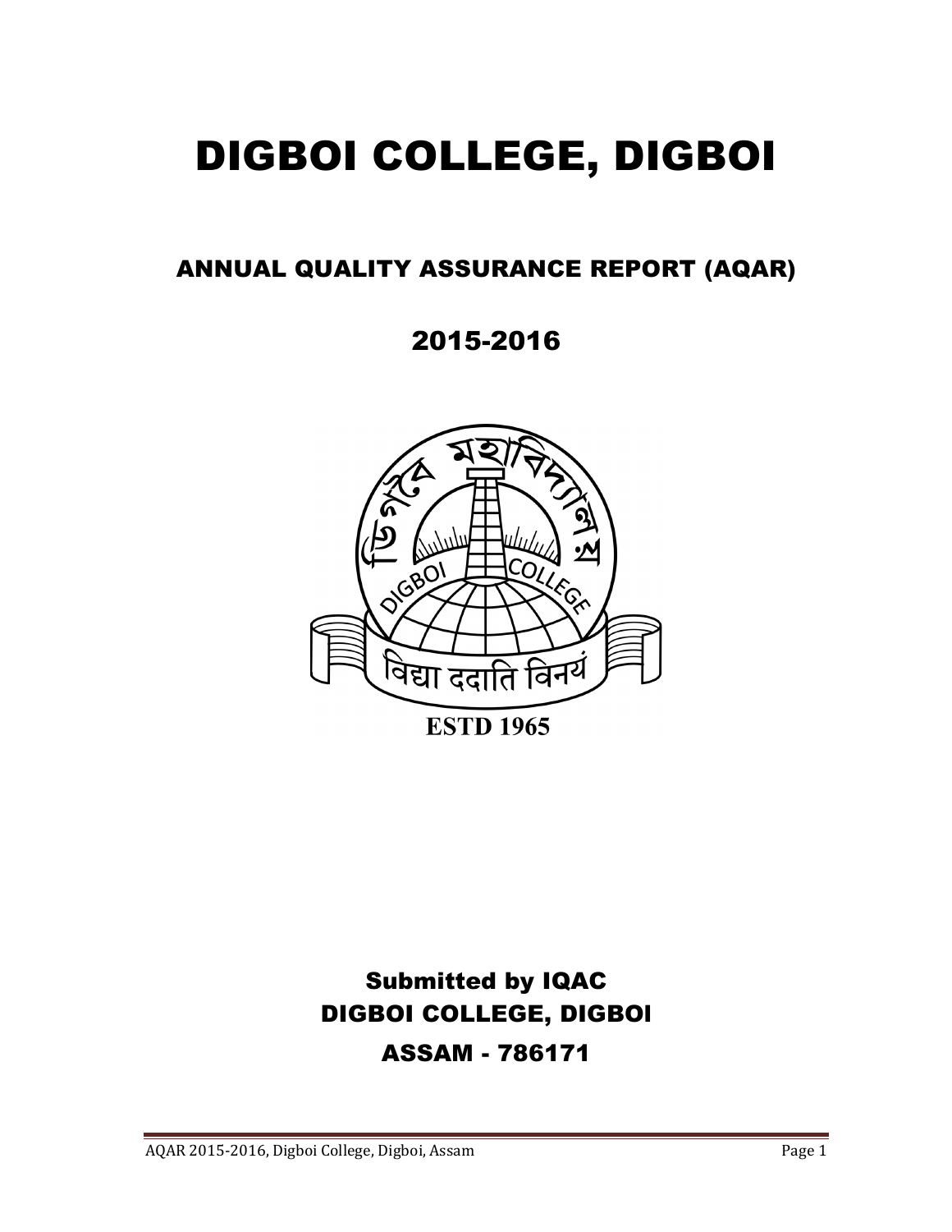# DIGBOI COLLEGE, DIGBOI

## ANNUAL QUALITY ASSURANCE REPORT (AQAR)

## 2015-2016

**ESTD 1965**

### Submitted by IQAC
### DIGBOI COLLEGE, DIGBOI
### ASSAM - 786171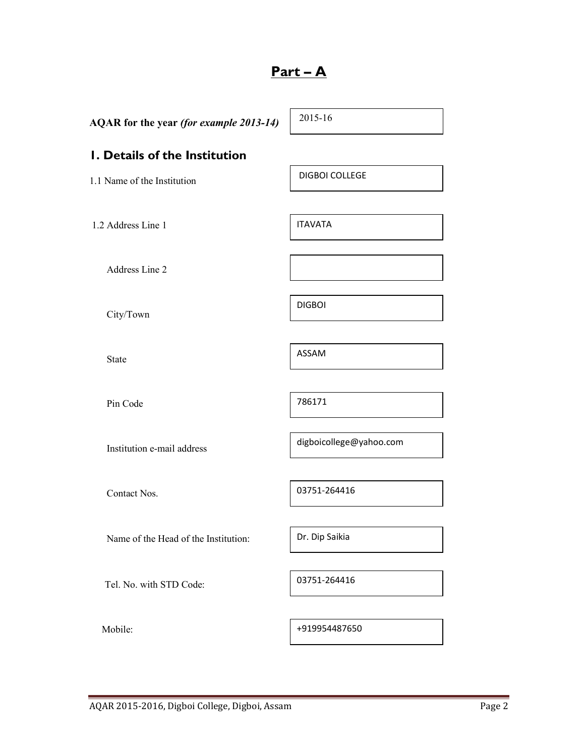# Part – A

| | |
|---|---|
| **AQAR for the year** ***(for example 2013-14)*** | 2015-16 |

## 1. Details of the Institution

| | |
|---|---|
| 1.1 Name of the Institution | DIGBOI COLLEGE |
| 1.2 Address Line 1 | ITAVATA |
| Address Line 2 | |
| City/Town | DIGBOI |
| State | ASSAM |
| Pin Code | 786171 |
| Institution e-mail address | digboicollege@yahoo.com |
| Contact Nos. | 03751-264416 |
| Name of the Head of the Institution: | Dr. Dip Saikia |
| Tel. No. with STD Code: | 03751-264416 |
| Mobile: | +919954487650 |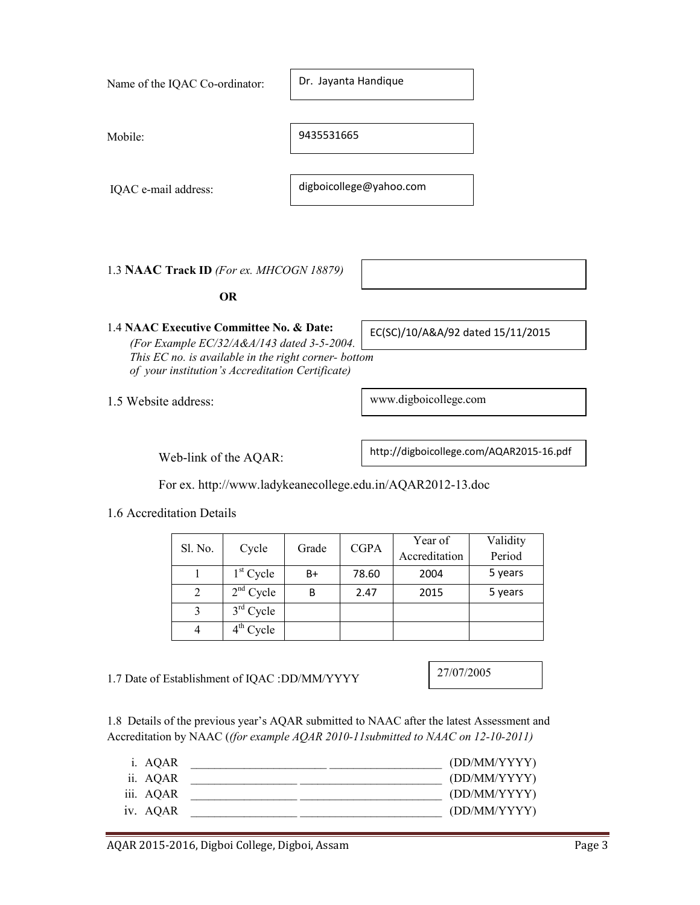Name of the IQAC Co-ordinator: Dr. Jayanta Handique

Mobile: 9435531665

IQAC e-mail address: digboicollege@yahoo.com

1.3 **NAAC Track ID** *(For ex. MHCOGN 18879)*

**OR**

1.4 **NAAC Executive Committee No. & Date:** EC(SC)/10/A&A/92 dated 15/11/2015

*(For Example EC/32/A&A/143 dated 3-5-2004. This EC no. is available in the right corner- bottom of your institution's Accreditation Certificate)*

1.5 Website address: www.digboicollege.com

Web-link of the AQAR: http://digboicollege.com/AQAR2015-16.pdf

For ex. http://www.ladykeanecollege.edu.in/AQAR2012-13.doc

1.6 Accreditation Details

| Sl. No. | Cycle | Grade | CGPA | Year of Accreditation | Validity Period |
|---|---|---|---|---|---|
| 1 | 1st Cycle | B+ | 78.60 | 2004 | 5 years |
| 2 | 2nd Cycle | B | 2.47 | 2015 | 5 years |
| 3 | 3rd Cycle | | | | |
| 4 | 4th Cycle | | | | |

1.7 Date of Establishment of IQAC :DD/MM/YYYY 27/07/2005

1.8 Details of the previous year's AQAR submitted to NAAC after the latest Assessment and Accreditation by NAAC (*(for example AQAR 2010-11submitted to NAAC on 12-10-2011)*

i. AQAR ______________________ __________________ (DD/MM/YYYY)
ii. AQAR _________________ _______________________ (DD/MM/YYYY)
iii. AQAR _________________ _______________________ (DD/MM/YYYY)
iv. AQAR _________________ _______________________ (DD/MM/YYYY)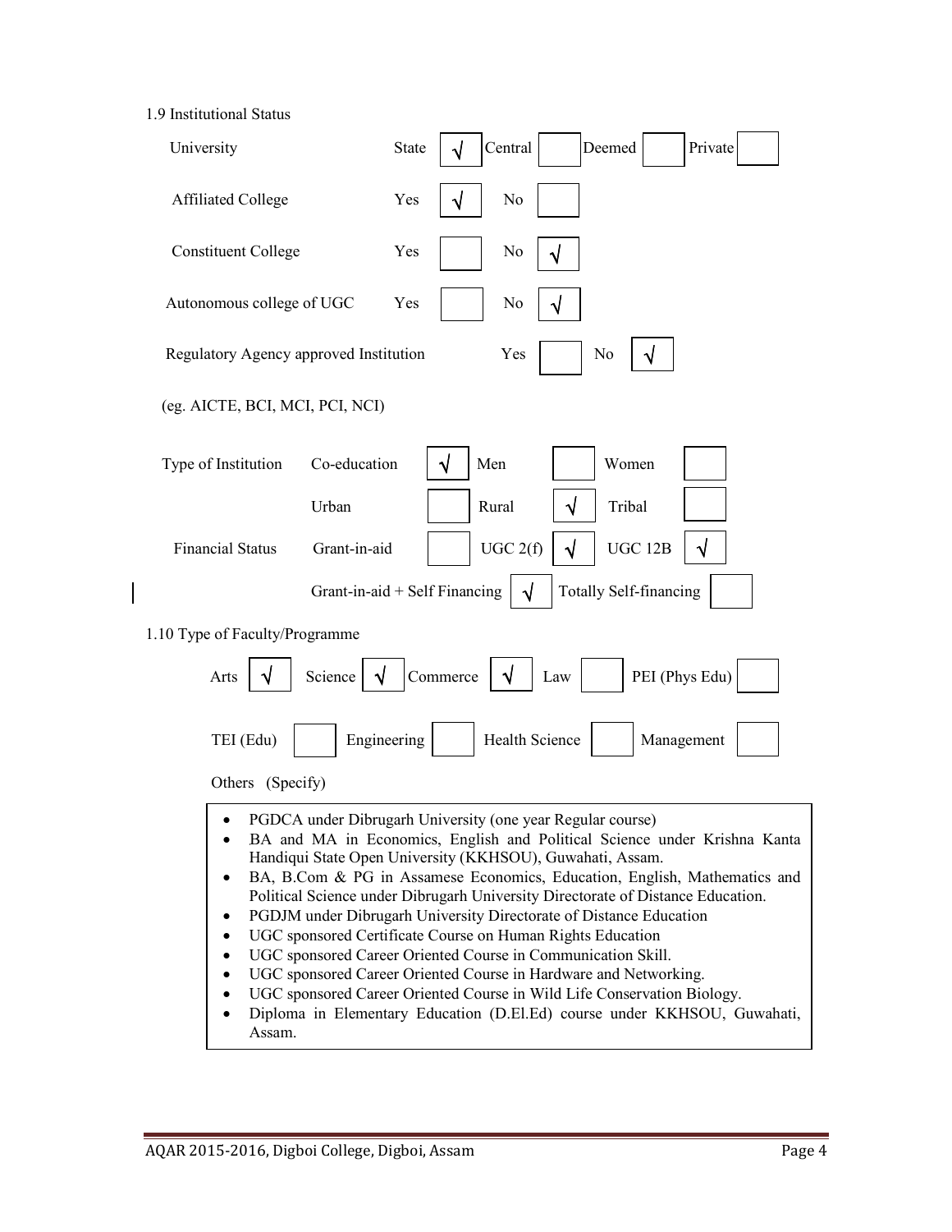1.9 Institutional Status

| | | | | | | | | |
|---|---|---|---|---|---|---|---|---|
| University | State | √ | Central | | Deemed | | Private | |
| Affiliated College | Yes | √ | No | | | | | |
| Constituent College | Yes | | No | √ | | | | |
| Autonomous college of UGC | Yes | | No | √ | | | | |

Regulatory Agency approved Institution Yes [ ] No [√]

(eg. AICTE, BCI, MCI, PCI, NCI)

| | | | | | | |
|---|---|---|---|---|---|---|
| Type of Institution | Co-education | √ | Men | | Women | |
| | Urban | | Rural | √ | Tribal | |
| Financial Status | Grant-in-aid | | UGC 2(f) | √ | UGC 12B | √ |

Grant-in-aid + Self Financing [√] Totally Self-financing [ ]

1.10 Type of Faculty/Programme

| | | | | | | | | | |
|---|---|---|---|---|---|---|---|---|---|
| Arts | √ | Science | √ | Commerce | √ | Law | | PEI (Phys Edu) | |
| TEI (Edu) | | Engineering | | Health Science | | Management | | | |

Others (Specify)

- PGDCA under Dibrugarh University (one year Regular course)
- BA and MA in Economics, English and Political Science under Krishna Kanta Handiqui State Open University (KKHSOU), Guwahati, Assam.
- BA, B.Com & PG in Assamese Economics, Education, English, Mathematics and Political Science under Dibrugarh University Directorate of Distance Education.
- PGDJM under Dibrugarh University Directorate of Distance Education
- UGC sponsored Certificate Course on Human Rights Education
- UGC sponsored Career Oriented Course in Communication Skill.
- UGC sponsored Career Oriented Course in Hardware and Networking.
- UGC sponsored Career Oriented Course in Wild Life Conservation Biology.
- Diploma in Elementary Education (D.El.Ed) course under KKHSOU, Guwahati, Assam.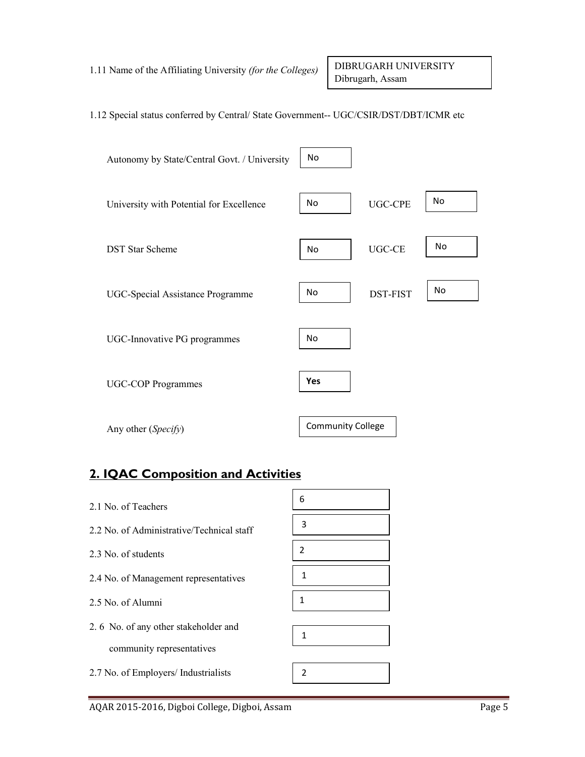1.11 Name of the Affiliating University *(for the Colleges)* DIBRUGARH UNIVERSITY Dibrugarh, Assam

1.12 Special status conferred by Central/ State Government-- UGC/CSIR/DST/DBT/ICMR etc

| | | | |
|---|---|---|---|
| Autonomy by State/Central Govt. / University | No | | |
| University with Potential for Excellence | No | UGC-CPE | No |
| DST Star Scheme | No | UGC-CE | No |
| UGC-Special Assistance Programme | No | DST-FIST | No |
| UGC-Innovative PG programmes | No | | |
| UGC-COP Programmes | **Yes** | | |
| Any other (*Specify*) | Community College | | |

## 2. IQAC Composition and Activities

| | |
|---|---|
| 2.1 No. of Teachers | 6 |
| 2.2 No. of Administrative/Technical staff | 3 |
| 2.3 No. of students | 2 |
| 2.4 No. of Management representatives | 1 |
| 2.5 No. of Alumni | 1 |
| 2.6 No. of any other stakeholder and community representatives | 1 |
| 2.7 No. of Employers/ Industrialists | 2 |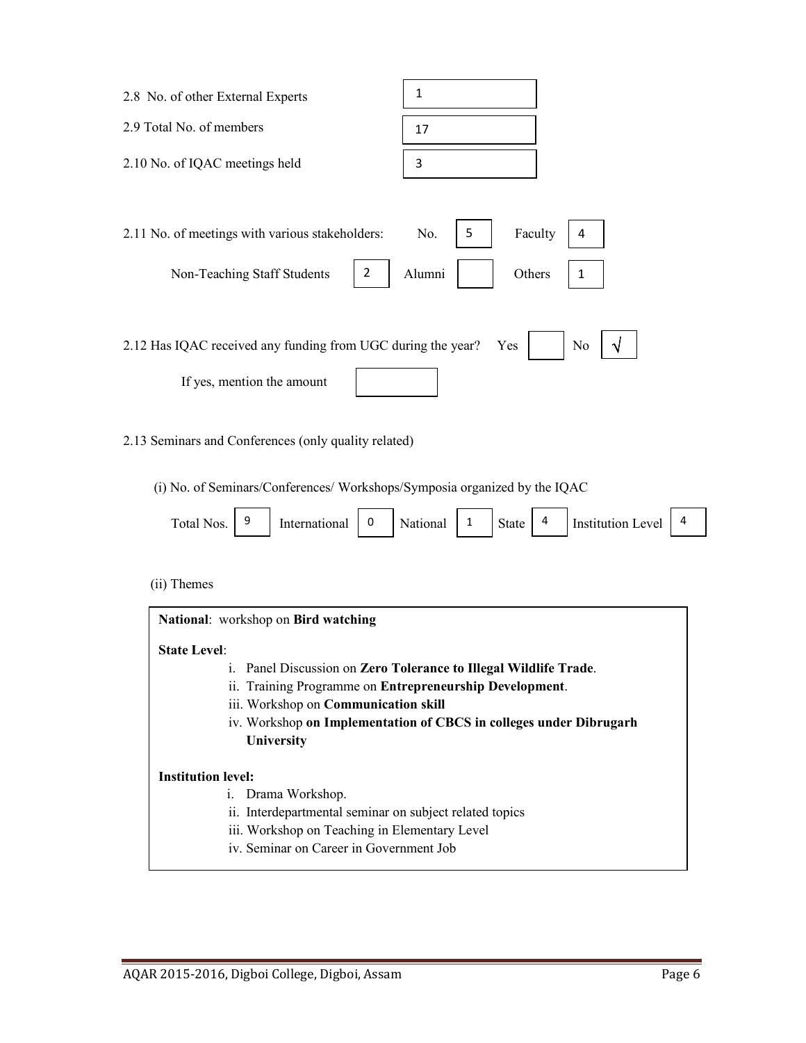2.8 No. of other External Experts: 1

2.9 Total No. of members: 17

2.10 No. of IQAC meetings held: 3

2.11 No. of meetings with various stakeholders: No. 5 Faculty 4

Non-Teaching Staff Students 2 Alumni Others 1

2.12 Has IQAC received any funding from UGC during the year? Yes No √

If yes, mention the amount

2.13 Seminars and Conferences (only quality related)

(i) No. of Seminars/Conferences/ Workshops/Symposia organized by the IQAC

| Total Nos. | International | National | State | Institution Level |
|---|---|---|---|---|
| 9 | 0 | 1 | 4 | 4 |

(ii) Themes

**National**: workshop on **Bird watching**

**State Level**:

i. Panel Discussion on **Zero Tolerance to Illegal Wildlife Trade**.
ii. Training Programme on **Entrepreneurship Development**.
iii. Workshop on **Communication skill**
iv. Workshop **on Implementation of CBCS in colleges under Dibrugarh University**

**Institution level:**

i. Drama Workshop.
ii. Interdepartmental seminar on subject related topics
iii. Workshop on Teaching in Elementary Level
iv. Seminar on Career in Government Job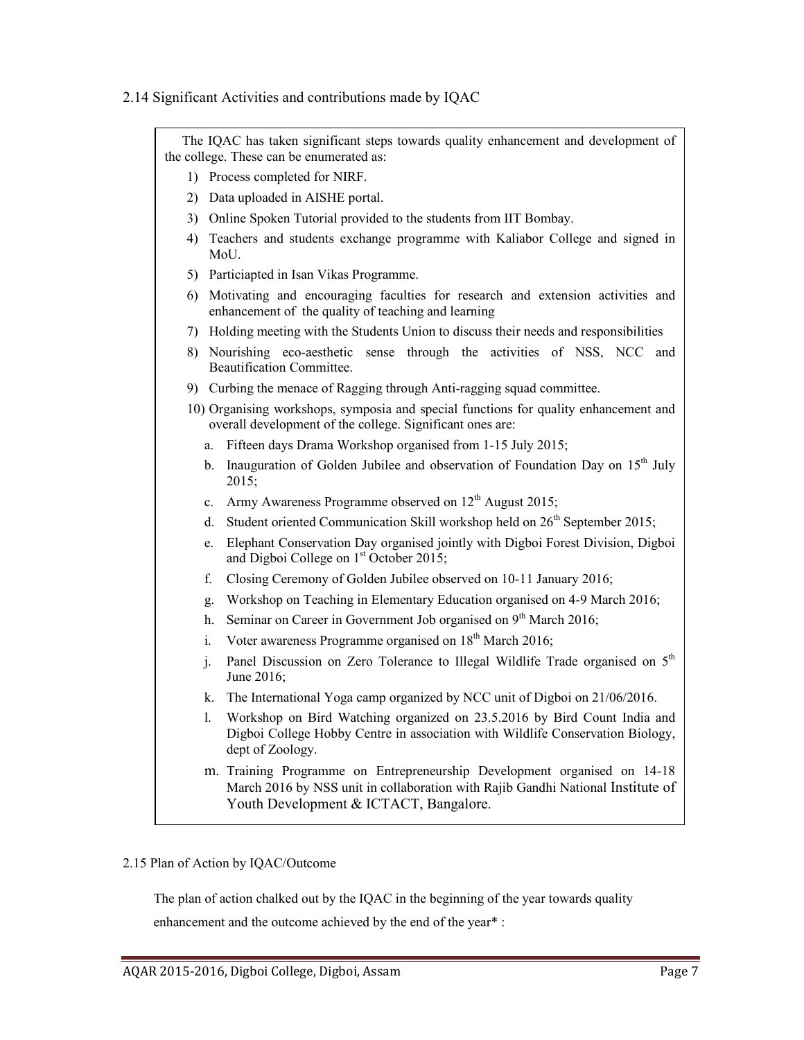## 2.14 Significant Activities and contributions made by IQAC

The IQAC has taken significant steps towards quality enhancement and development of the college. These can be enumerated as:

1) Process completed for NIRF.
2) Data uploaded in AISHE portal.
3) Online Spoken Tutorial provided to the students from IIT Bombay.
4) Teachers and students exchange programme with Kaliabor College and signed in MoU.
5) Particiapted in Isan Vikas Programme.
6) Motivating and encouraging faculties for research and extension activities and enhancement of the quality of teaching and learning
7) Holding meeting with the Students Union to discuss their needs and responsibilities
8) Nourishing eco-aesthetic sense through the activities of NSS, NCC and Beautification Committee.
9) Curbing the menace of Ragging through Anti-ragging squad committee.
10) Organising workshops, symposia and special functions for quality enhancement and overall development of the college. Significant ones are:
    a. Fifteen days Drama Workshop organised from 1-15 July 2015;
    b. Inauguration of Golden Jubilee and observation of Foundation Day on 15th July 2015;
    c. Army Awareness Programme observed on 12th August 2015;
    d. Student oriented Communication Skill workshop held on 26th September 2015;
    e. Elephant Conservation Day organised jointly with Digboi Forest Division, Digboi and Digboi College on 1st October 2015;
    f. Closing Ceremony of Golden Jubilee observed on 10-11 January 2016;
    g. Workshop on Teaching in Elementary Education organised on 4-9 March 2016;
    h. Seminar on Career in Government Job organised on 9th March 2016;
    i. Voter awareness Programme organised on 18th March 2016;
    j. Panel Discussion on Zero Tolerance to Illegal Wildlife Trade organised on 5th June 2016;
    k. The International Yoga camp organized by NCC unit of Digboi on 21/06/2016.
    l. Workshop on Bird Watching organized on 23.5.2016 by Bird Count India and Digboi College Hobby Centre in association with Wildlife Conservation Biology, dept of Zoology.
    m. Training Programme on Entrepreneurship Development organised on 14-18 March 2016 by NSS unit in collaboration with Rajib Gandhi National Institute of Youth Development & ICTACT, Bangalore.

## 2.15 Plan of Action by IQAC/Outcome

The plan of action chalked out by the IQAC in the beginning of the year towards quality enhancement and the outcome achieved by the end of the year* :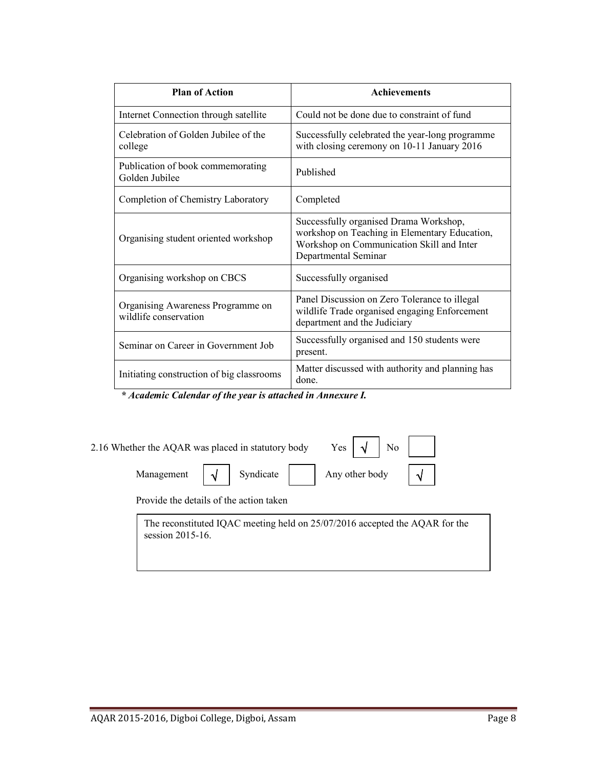| Plan of Action | Achievements |
|---|---|
| Internet Connection through satellite | Could not be done due to constraint of fund |
| Celebration of Golden Jubilee of the college | Successfully celebrated the year-long programme with closing ceremony on 10-11 January 2016 |
| Publication of book commemorating Golden Jubilee | Published |
| Completion of Chemistry Laboratory | Completed |
| Organising student oriented workshop | Successfully organised Drama Workshop, workshop on Teaching in Elementary Education, Workshop on Communication Skill and Inter Departmental Seminar |
| Organising workshop on CBCS | Successfully organised |
| Organising Awareness Programme on wildlife conservation | Panel Discussion on Zero Tolerance to illegal wildlife Trade organised engaging Enforcement department and the Judiciary |
| Seminar on Career in Government Job | Successfully organised and 150 students were present. |
| Initiating construction of big classrooms | Matter discussed with authority and planning has done. |

***\* Academic Calendar of the year is attached in Annexure I.***

2.16 Whether the AQAR was placed in statutory body Yes [√] No [ ]

Management [√] Syndicate [ ] Any other body [√]

Provide the details of the action taken

The reconstituted IQAC meeting held on 25/07/2016 accepted the AQAR for the session 2015-16.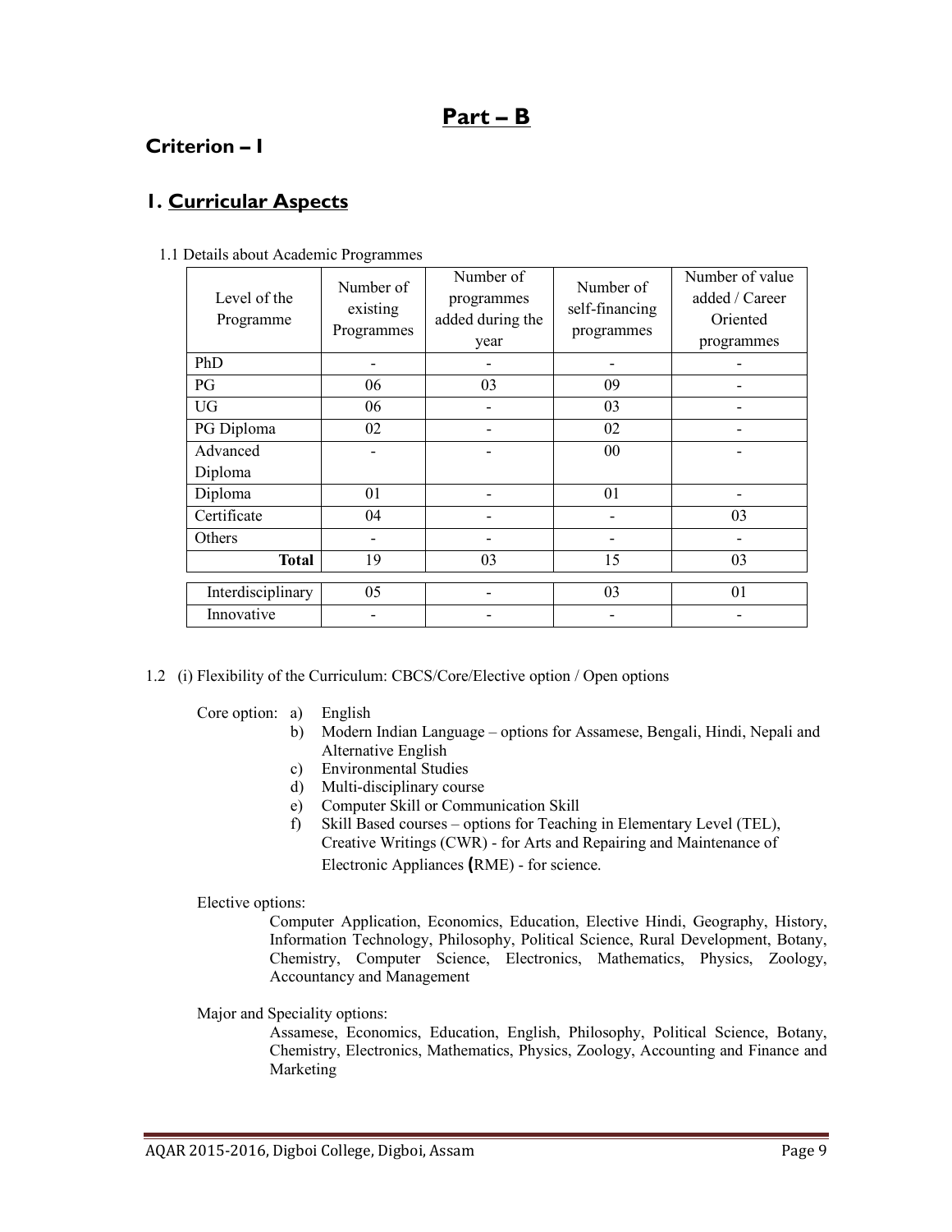# Part – B

## Criterion – I

## 1. Curricular Aspects

1.1 Details about Academic Programmes

| Level of the Programme | Number of existing Programmes | Number of programmes added during the year | Number of self-financing programmes | Number of value added / Career Oriented programmes |
|---|---|---|---|---|
| PhD | - | - | - | - |
| PG | 06 | 03 | 09 | - |
| UG | 06 | - | 03 | - |
| PG Diploma | 02 | - | 02 | - |
| Advanced Diploma | - | - | 00 | - |
| Diploma | 01 | - | 01 | - |
| Certificate | 04 | - | - | 03 |
| Others | - | - | - | - |
| **Total** | 19 | 03 | 15 | 03 |
| Interdisciplinary | 05 | - | 03 | 01 |
| Innovative | - | - | - | - |

1.2 (i) Flexibility of the Curriculum: CBCS/Core/Elective option / Open options

Core option:
- a) English
- b) Modern Indian Language – options for Assamese, Bengali, Hindi, Nepali and Alternative English
- c) Environmental Studies
- d) Multi-disciplinary course
- e) Computer Skill or Communication Skill
- f) Skill Based courses – options for Teaching in Elementary Level (TEL), Creative Writings (CWR) - for Arts and Repairing and Maintenance of Electronic Appliances (RME) - for science.

Elective options:

Computer Application, Economics, Education, Elective Hindi, Geography, History, Information Technology, Philosophy, Political Science, Rural Development, Botany, Chemistry, Computer Science, Electronics, Mathematics, Physics, Zoology, Accountancy and Management

Major and Speciality options:

Assamese, Economics, Education, English, Philosophy, Political Science, Botany, Chemistry, Electronics, Mathematics, Physics, Zoology, Accounting and Finance and Marketing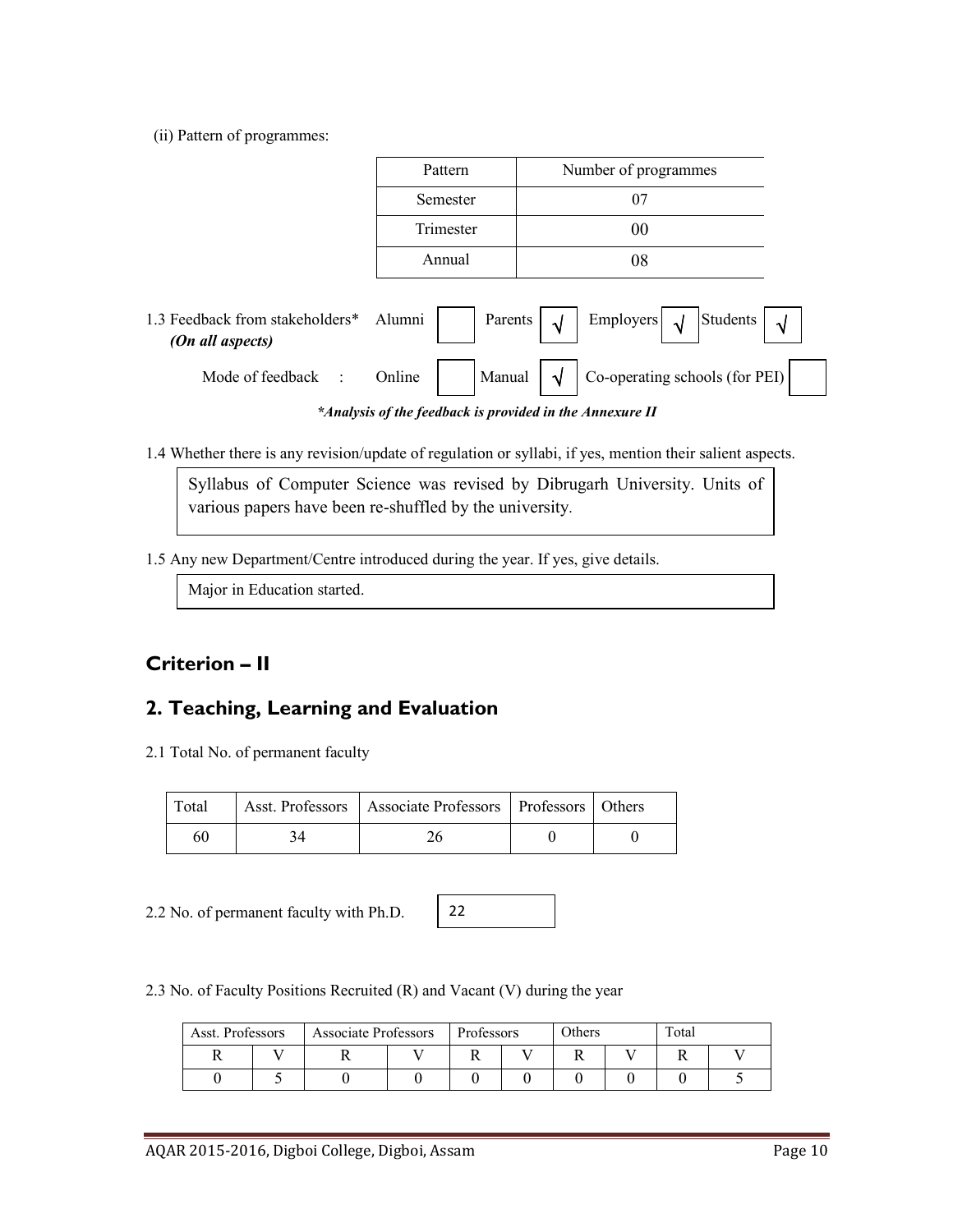(ii) Pattern of programmes:

| Pattern | Number of programmes |
|---|---|
| Semester | 07 |
| Trimester | 00 |
| Annual | 08 |

1.3 Feedback from stakeholders* *(On all aspects)*

| Alumni | Parents | Employers | Students |
|---|---|---|---|
| | √ | √ | √ |

Mode of feedback :

| Online | Manual | Co-operating schools (for PEI) |
|---|---|---|
| | √ | |

***Analysis of the feedback is provided in the Annexure II***

1.4 Whether there is any revision/update of regulation or syllabi, if yes, mention their salient aspects.

Syllabus of Computer Science was revised by Dibrugarh University. Units of various papers have been re-shuffled by the university.

1.5 Any new Department/Centre introduced during the year. If yes, give details.

Major in Education started.

## Criterion – II

## 2. Teaching, Learning and Evaluation

2.1 Total No. of permanent faculty

| Total | Asst. Professors | Associate Professors | Professors | Others |
|---|---|---|---|---|
| 60 | 34 | 26 | 0 | 0 |

2.2 No. of permanent faculty with Ph.D. 22

2.3 No. of Faculty Positions Recruited (R) and Vacant (V) during the year

| Asst. Professors | | Associate Professors | | Professors | | Others | | Total | |
|---|---|---|---|---|---|---|---|---|---|
| R | V | R | V | R | V | R | V | R | V |
| 0 | 5 | 0 | 0 | 0 | 0 | 0 | 0 | 0 | 5 |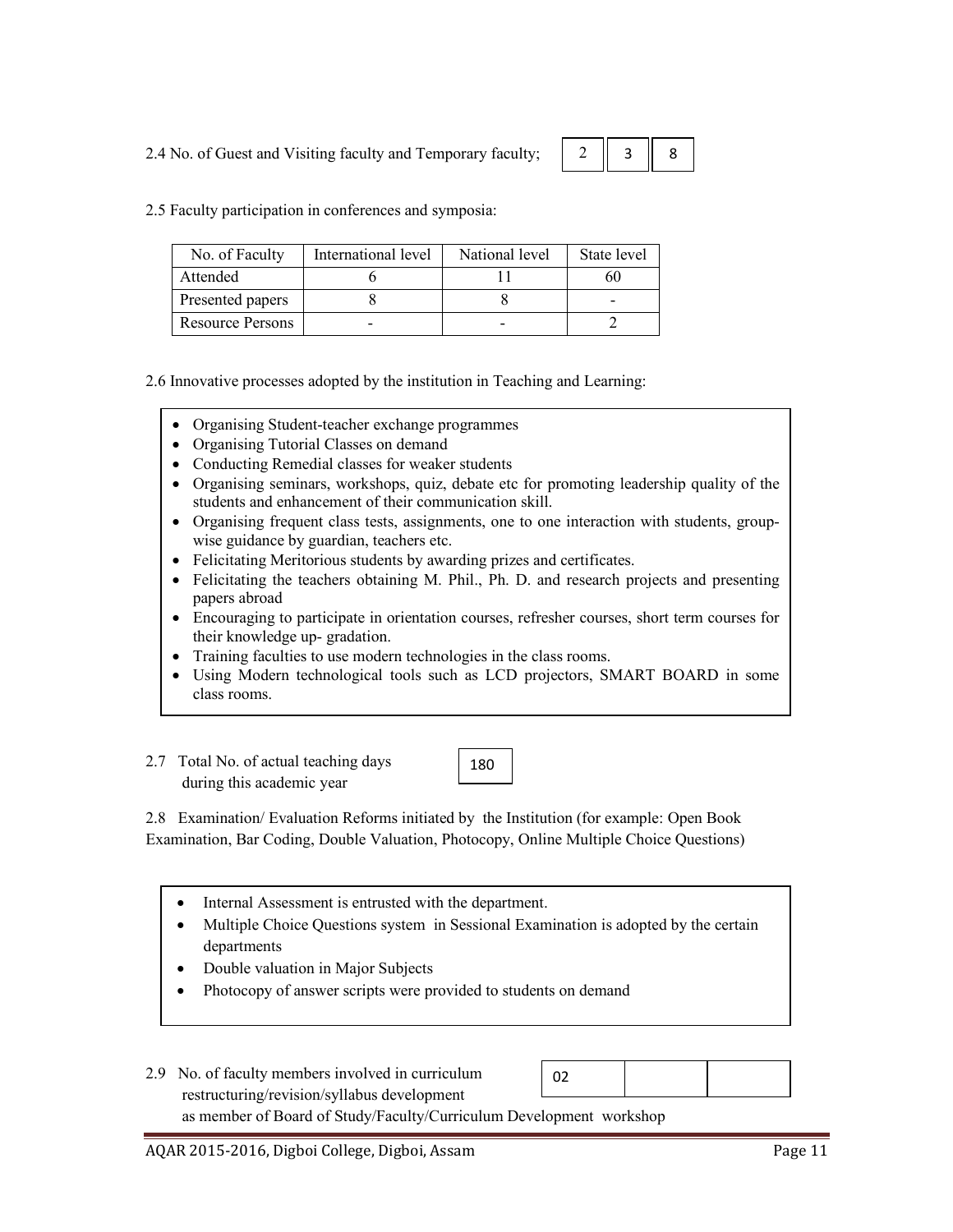2.4 No. of Guest and Visiting faculty and Temporary faculty;

| 2 | 3 | 8 |
|---|---|---|

2.5 Faculty participation in conferences and symposia:

| No. of Faculty | International level | National level | State level |
|---|---|---|---|
| Attended | 6 | 11 | 60 |
| Presented papers | 8 | 8 | - |
| Resource Persons | - | - | 2 |

2.6 Innovative processes adopted by the institution in Teaching and Learning:

- Organising Student-teacher exchange programmes
- Organising Tutorial Classes on demand
- Conducting Remedial classes for weaker students
- Organising seminars, workshops, quiz, debate etc for promoting leadership quality of the students and enhancement of their communication skill.
- Organising frequent class tests, assignments, one to one interaction with students, group-wise guidance by guardian, teachers etc.
- Felicitating Meritorious students by awarding prizes and certificates.
- Felicitating the teachers obtaining M. Phil., Ph. D. and research projects and presenting papers abroad
- Encouraging to participate in orientation courses, refresher courses, short term courses for their knowledge up- gradation.
- Training faculties to use modern technologies in the class rooms.
- Using Modern technological tools such as LCD projectors, SMART BOARD in some class rooms.

2.7 Total No. of actual teaching days during this academic year

180

2.8 Examination/ Evaluation Reforms initiated by the Institution (for example: Open Book Examination, Bar Coding, Double Valuation, Photocopy, Online Multiple Choice Questions)

- Internal Assessment is entrusted with the department.
- Multiple Choice Questions system in Sessional Examination is adopted by the certain departments
- Double valuation in Major Subjects
- Photocopy of answer scripts were provided to students on demand

2.9 No. of faculty members involved in curriculum restructuring/revision/syllabus development as member of Board of Study/Faculty/Curriculum Development workshop

| 02 | | |
|---|---|---|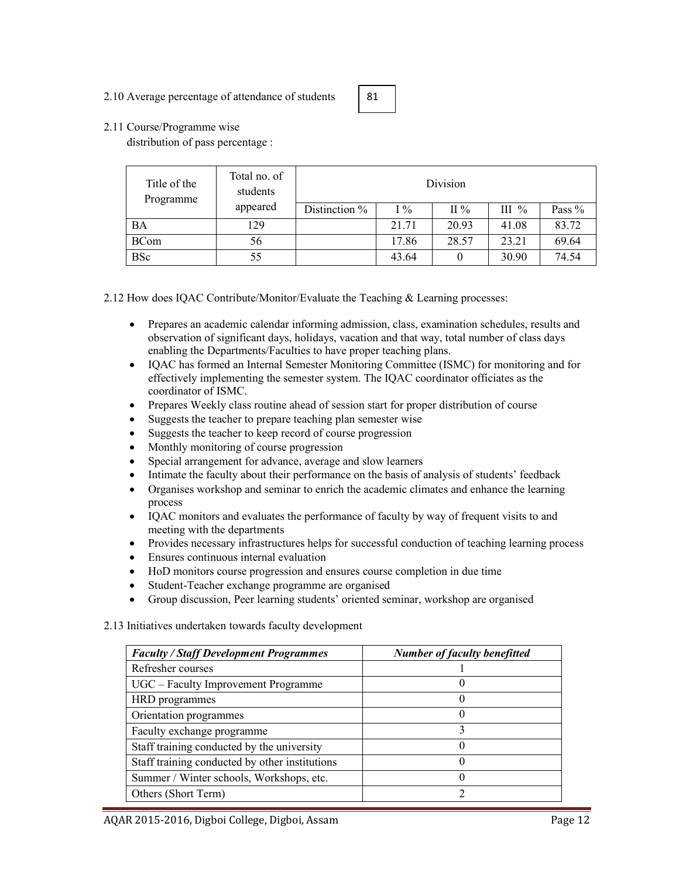2.10 Average percentage of attendance of students 81

2.11 Course/Programme wise distribution of pass percentage :

| Title of the Programme | Total no. of students appeared | Division | | | | |
|---|---|---|---|---|---|---|
| | | Distinction % | I % | II % | III % | Pass % |
| BA | 129 | | 21.71 | 20.93 | 41.08 | 83.72 |
| BCom | 56 | | 17.86 | 28.57 | 23.21 | 69.64 |
| BSc | 55 | | 43.64 | 0 | 30.90 | 74.54 |

2.12 How does IQAC Contribute/Monitor/Evaluate the Teaching & Learning processes:

- Prepares an academic calendar informing admission, class, examination schedules, results and observation of significant days, holidays, vacation and that way, total number of class days enabling the Departments/Faculties to have proper teaching plans.
- IQAC has formed an Internal Semester Monitoring Committee (ISMC) for monitoring and for effectively implementing the semester system. The IQAC coordinator officiates as the coordinator of ISMC.
- Prepares Weekly class routine ahead of session start for proper distribution of course
- Suggests the teacher to prepare teaching plan semester wise
- Suggests the teacher to keep record of course progression
- Monthly monitoring of course progression
- Special arrangement for advance, average and slow learners
- Intimate the faculty about their performance on the basis of analysis of students' feedback
- Organises workshop and seminar to enrich the academic climates and enhance the learning process
- IQAC monitors and evaluates the performance of faculty by way of frequent visits to and meeting with the departments
- Provides necessary infrastructures helps for successful conduction of teaching learning process
- Ensures continuous internal evaluation
- HoD monitors course progression and ensures course completion in due time
- Student-Teacher exchange programme are organised
- Group discussion, Peer learning students' oriented seminar, workshop are organised

2.13 Initiatives undertaken towards faculty development

| *Faculty / Staff Development Programmes* | *Number of faculty benefitted* |
|---|---|
| Refresher courses | 1 |
| UGC – Faculty Improvement Programme | 0 |
| HRD programmes | 0 |
| Orientation programmes | 0 |
| Faculty exchange programme | 3 |
| Staff training conducted by the university | 0 |
| Staff training conducted by other institutions | 0 |
| Summer / Winter schools, Workshops, etc. | 0 |
| Others (Short Term) | 2 |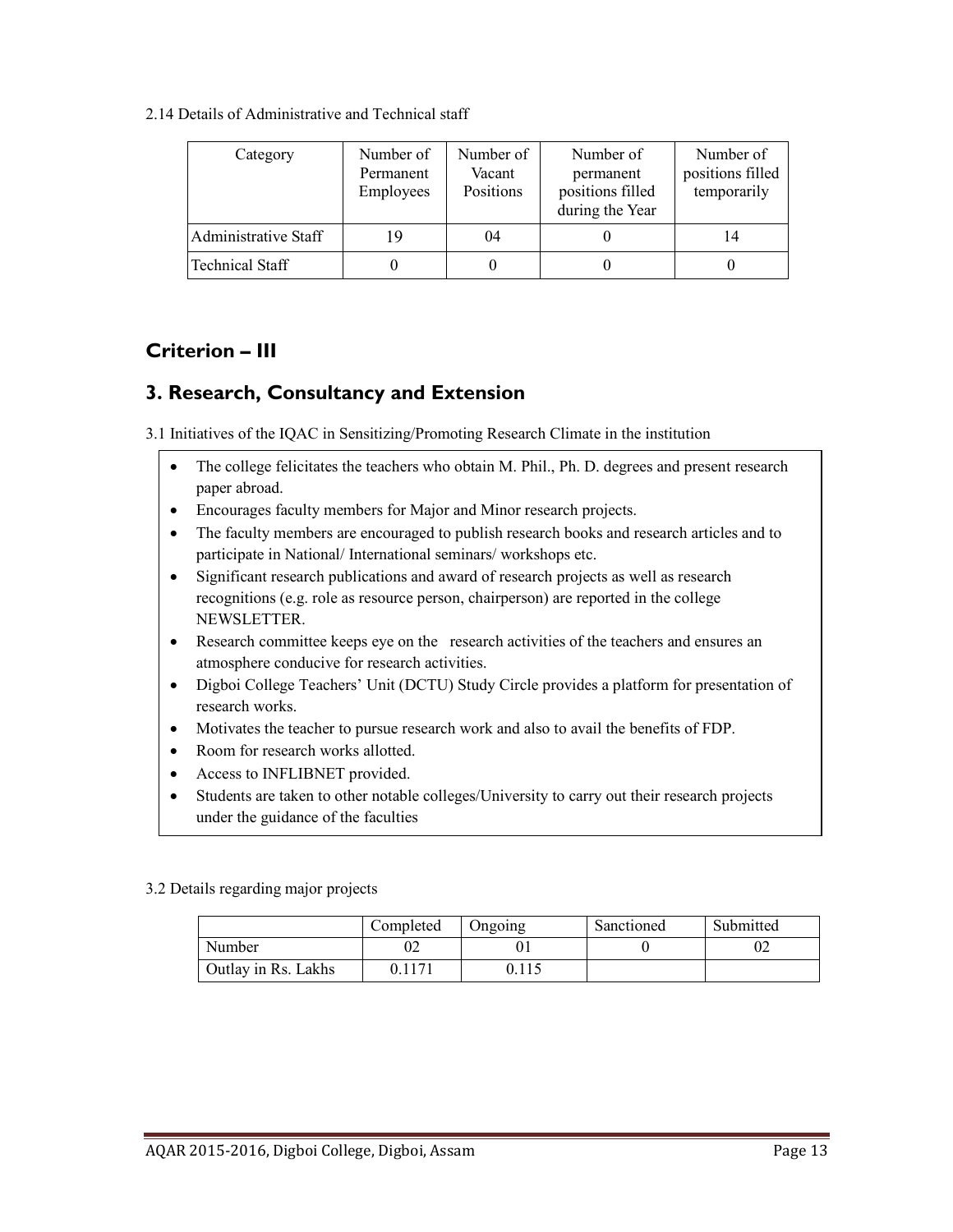2.14 Details of Administrative and Technical staff

| Category | Number of Permanent Employees | Number of Vacant Positions | Number of permanent positions filled during the Year | Number of positions filled temporarily |
|---|---|---|---|---|
| Administrative Staff | 19 | 04 | 0 | 14 |
| Technical Staff | 0 | 0 | 0 | 0 |

## Criterion – III

## 3. Research, Consultancy and Extension

3.1 Initiatives of the IQAC in Sensitizing/Promoting Research Climate in the institution

- The college felicitates the teachers who obtain M. Phil., Ph. D. degrees and present research paper abroad.
- Encourages faculty members for Major and Minor research projects.
- The faculty members are encouraged to publish research books and research articles and to participate in National/ International seminars/ workshops etc.
- Significant research publications and award of research projects as well as research recognitions (e.g. role as resource person, chairperson) are reported in the college NEWSLETTER.
- Research committee keeps eye on the research activities of the teachers and ensures an atmosphere conducive for research activities.
- Digboi College Teachers' Unit (DCTU) Study Circle provides a platform for presentation of research works.
- Motivates the teacher to pursue research work and also to avail the benefits of FDP.
- Room for research works allotted.
- Access to INFLIBNET provided.
- Students are taken to other notable colleges/University to carry out their research projects under the guidance of the faculties

3.2 Details regarding major projects

| | Completed | Ongoing | Sanctioned | Submitted |
|---|---|---|---|---|
| Number | 02 | 01 | 0 | 02 |
| Outlay in Rs. Lakhs | 0.1171 | 0.115 | | |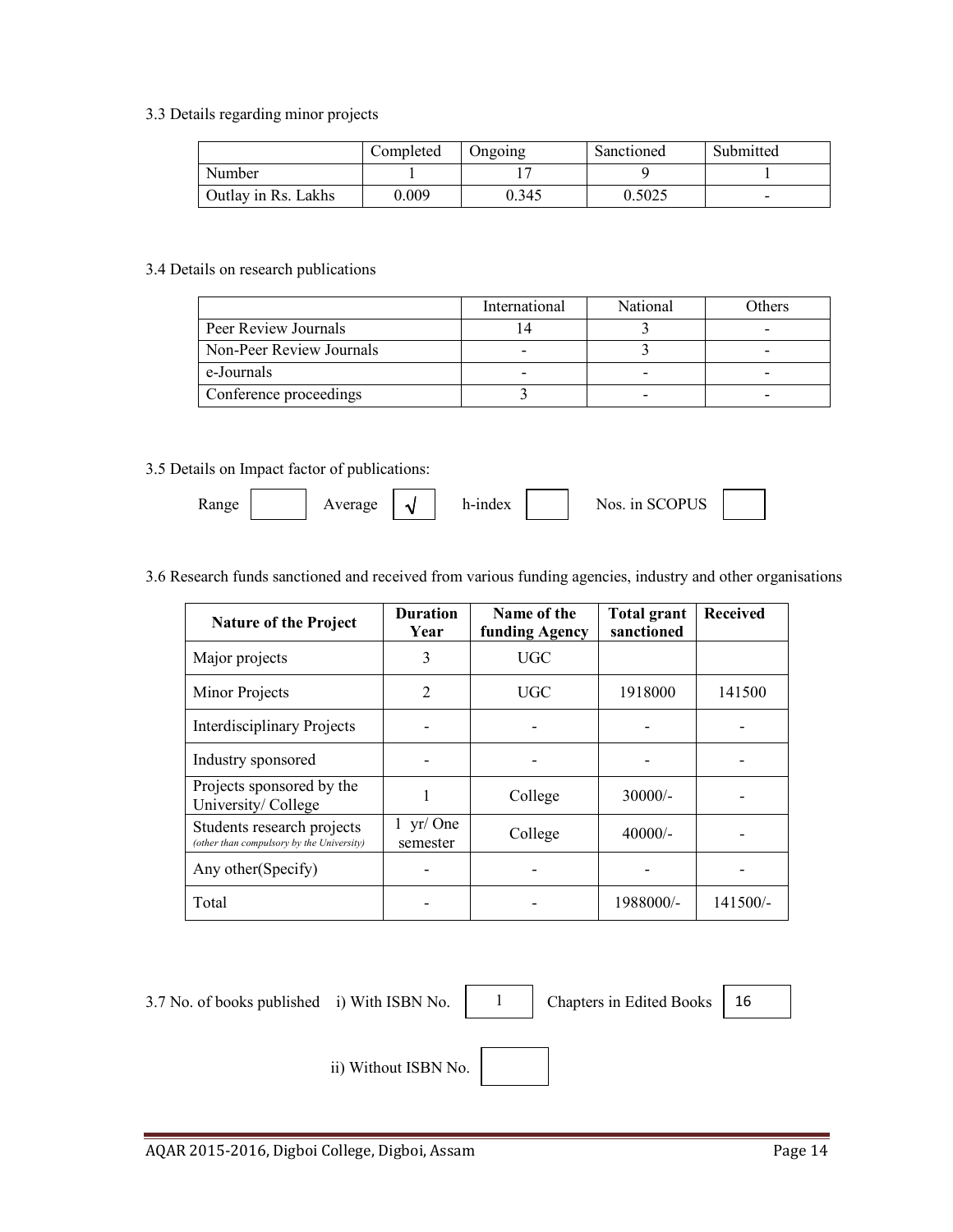3.3 Details regarding minor projects

| | Completed | Ongoing | Sanctioned | Submitted |
|---|---|---|---|---|
| Number | 1 | 17 | 9 | 1 |
| Outlay in Rs. Lakhs | 0.009 | 0.345 | 0.5025 | - |

3.4 Details on research publications

| | International | National | Others |
|---|---|---|---|
| Peer Review Journals | 14 | 3 | - |
| Non-Peer Review Journals | - | 3 | - |
| e-Journals | - | - | - |
| Conference proceedings | 3 | - | - |

3.5 Details on Impact factor of publications:

Range [ ] Average [ √ ] h-index [ ] Nos. in SCOPUS [ ]

3.6 Research funds sanctioned and received from various funding agencies, industry and other organisations

| Nature of the Project | Duration Year | Name of the funding Agency | Total grant sanctioned | Received |
|---|---|---|---|---|
| Major projects | 3 | UGC | | |
| Minor Projects | 2 | UGC | 1918000 | 141500 |
| Interdisciplinary Projects | - | - | - | - |
| Industry sponsored | - | - | - | - |
| Projects sponsored by the University/ College | 1 | College | 30000/- | - |
| Students research projects *(other than compulsory by the University)* | 1 yr/ One semester | College | 40000/- | - |
| Any other(Specify) | - | - | - | - |
| Total | - | - | 1988000/- | 141500/- |

3.7 No. of books published i) With ISBN No. [ 1 ] Chapters in Edited Books [ 16 ]

ii) Without ISBN No. [ ]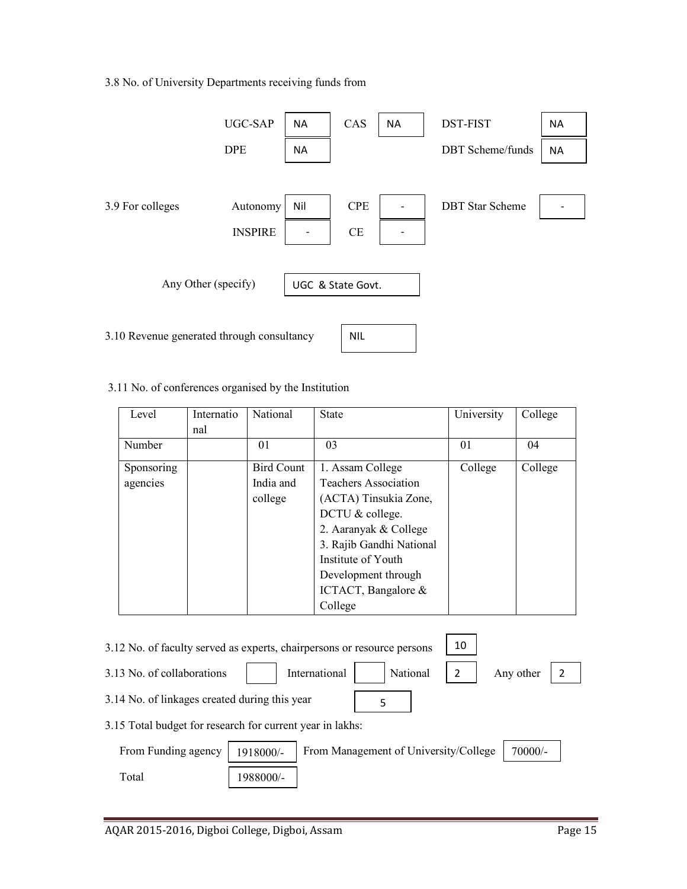3.8 No. of University Departments receiving funds from

| | | | | | |
|---|---|---|---|---|---|
| UGC-SAP | NA | CAS | NA | DST-FIST | NA |
| DPE | NA | | | DBT Scheme/funds | NA |

3.9 For colleges

| | | | | | |
|---|---|---|---|---|---|
| Autonomy | Nil | CPE | - | DBT Star Scheme | - |
| INSPIRE | - | CE | - | | |

Any Other (specify): UGC & State Govt.

3.10 Revenue generated through consultancy: NIL

3.11 No. of conferences organised by the Institution

| Level | International | National | State | University | College |
|---|---|---|---|---|---|
| Number | | 01 | 03 | 01 | 04 |
| Sponsoring agencies | | Bird Count India and college | 1. Assam College Teachers Association (ACTA) Tinsukia Zone, DCTU & college.<br>2. Aaranyak & College<br>3. Rajib Gandhi National Institute of Youth Development through ICTACT, Bangalore & College | College | College |

3.12 No. of faculty served as experts, chairpersons or resource persons: 10

3.13 No. of collaborations: International: &nbsp; National: 2 &nbsp; Any other: 2

3.14 No. of linkages created during this year: 5

3.15 Total budget for research for current year in lakhs:

From Funding agency: 1918000/- &nbsp; From Management of University/College: 70000/-

Total: 1988000/-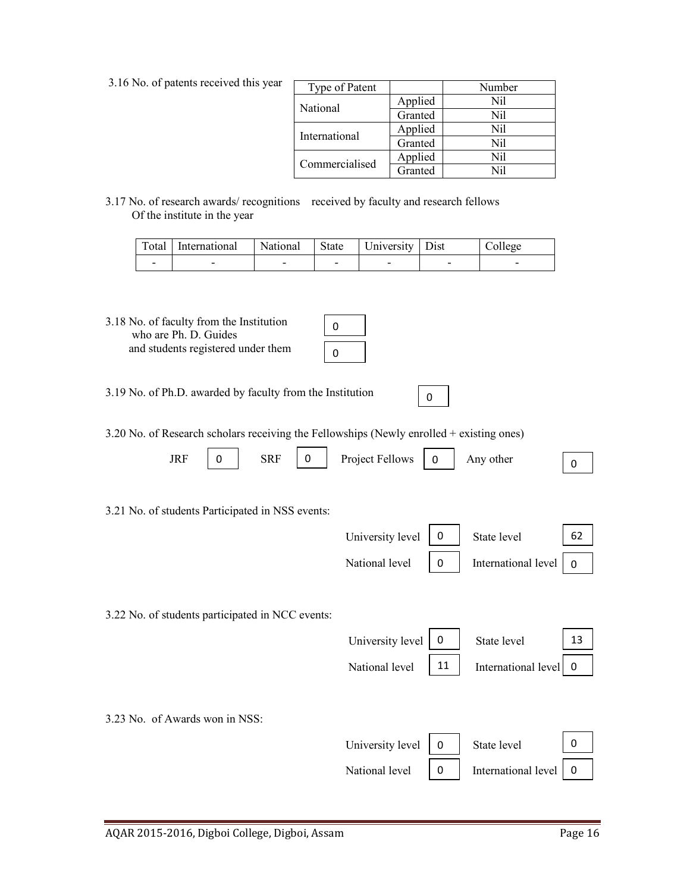3.16 No. of patents received this year

| Type of Patent | | Number |
|---|---|---|
| National | Applied | Nil |
| | Granted | Nil |
| International | Applied | Nil |
| | Granted | Nil |
| Commercialised | Applied | Nil |
| | Granted | Nil |

3.17 No. of research awards/ recognitions received by faculty and research fellows Of the institute in the year

| Total | International | National | State | University | Dist | College |
|---|---|---|---|---|---|---|
| - | - | - | - | - | - | - |

3.18 No. of faculty from the Institution who are Ph. D. Guides: 0

and students registered under them: 0

3.19 No. of Ph.D. awarded by faculty from the Institution: 0

3.20 No. of Research scholars receiving the Fellowships (Newly enrolled + existing ones)

JRF: 0 SRF: 0 Project Fellows: 0 Any other: 0

3.21 No. of students Participated in NSS events:

University level: 0 State level: 62

National level: 0 International level: 0

3.22 No. of students participated in NCC events:

University level: 0 State level: 13

National level: 11 International level: 0

3.23 No. of Awards won in NSS:

University level: 0 State level: 0

National level: 0 International level: 0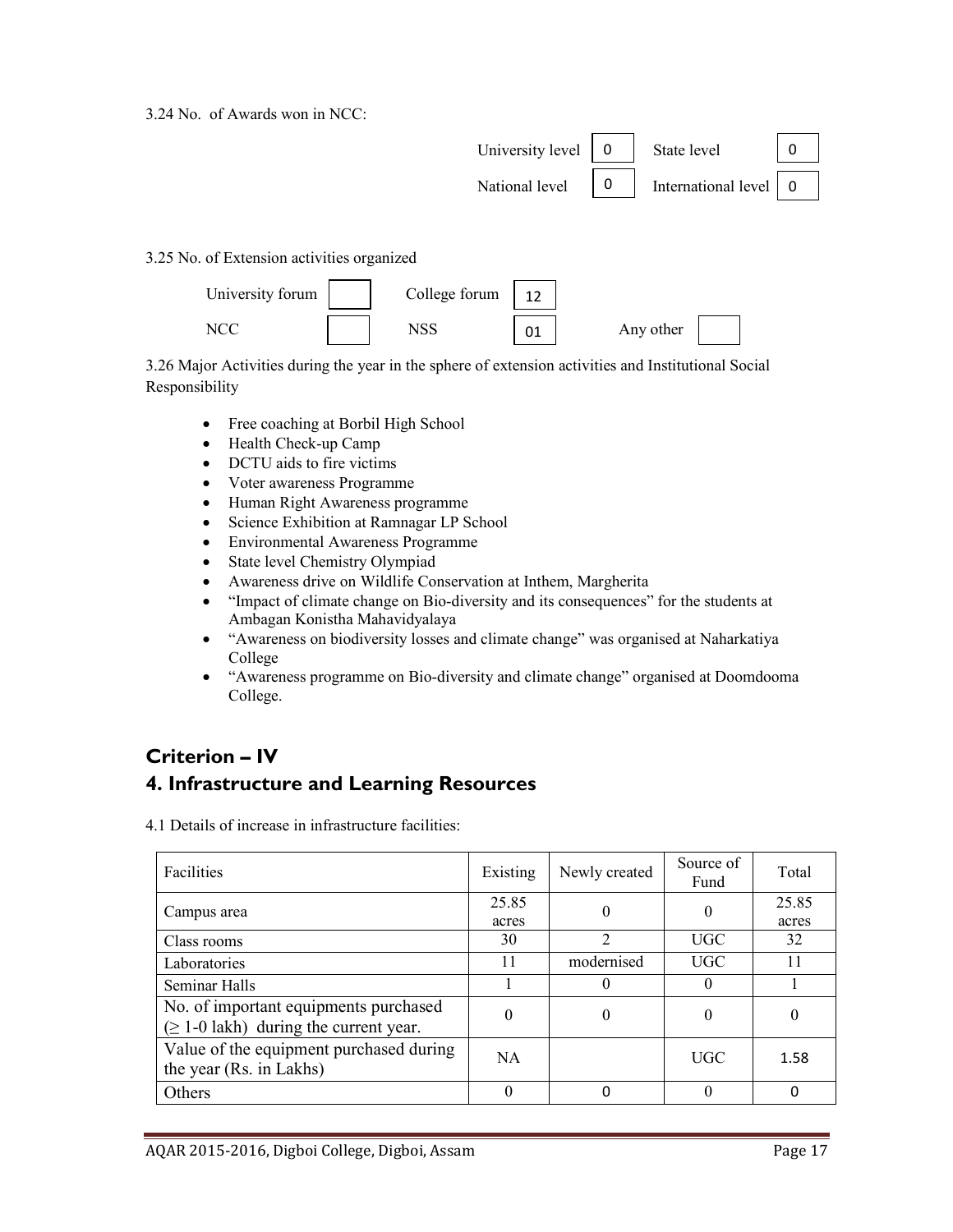3.24 No. of Awards won in NCC:

| | | | |
|---|---|---|---|
| University level | 0 | State level | 0 |
| National level | 0 | International level | 0 |

3.25 No. of Extension activities organized

| | | | | | |
|---|---|---|---|---|---|
| University forum | | College forum | 12 | | |
| NCC | | NSS | 01 | Any other | |

3.26 Major Activities during the year in the sphere of extension activities and Institutional Social Responsibility

- Free coaching at Borbil High School
- Health Check-up Camp
- DCTU aids to fire victims
- Voter awareness Programme
- Human Right Awareness programme
- Science Exhibition at Ramnagar LP School
- Environmental Awareness Programme
- State level Chemistry Olympiad
- Awareness drive on Wildlife Conservation at Inthem, Margherita
- "Impact of climate change on Bio-diversity and its consequences" for the students at Ambagan Konistha Mahavidyalaya
- "Awareness on biodiversity losses and climate change" was organised at Naharkatiya College
- "Awareness programme on Bio-diversity and climate change" organised at Doomdooma College.

## Criterion – IV

## 4. Infrastructure and Learning Resources

4.1 Details of increase in infrastructure facilities:

| Facilities | Existing | Newly created | Source of Fund | Total |
|---|---|---|---|---|
| Campus area | 25.85 acres | 0 | 0 | 25.85 acres |
| Class rooms | 30 | 2 | UGC | 32 |
| Laboratories | 11 | modernised | UGC | 11 |
| Seminar Halls | 1 | 0 | 0 | 1 |
| No. of important equipments purchased (≥ 1-0 lakh) during the current year. | 0 | 0 | 0 | 0 |
| Value of the equipment purchased during the year (Rs. in Lakhs) | NA | | UGC | 1.58 |
| Others | 0 | 0 | 0 | 0 |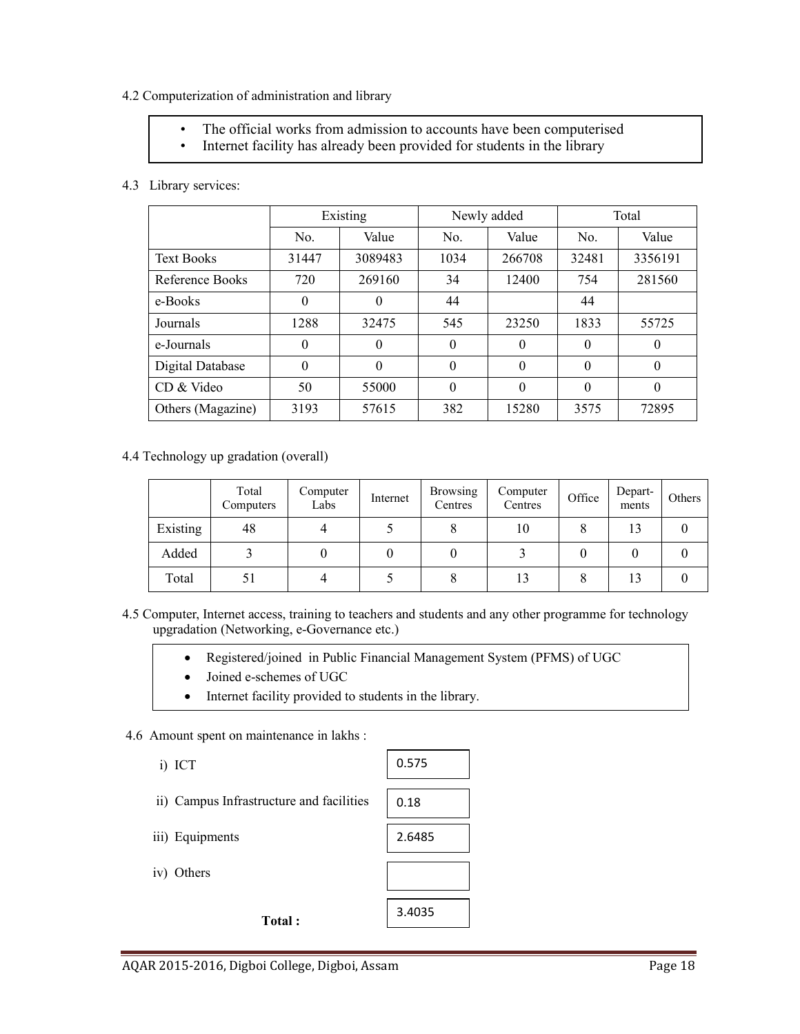4.2 Computerization of administration and library

- The official works from admission to accounts have been computerised
- Internet facility has already been provided for students in the library

4.3 Library services:

| | Existing | | Newly added | | Total | |
|---|---|---|---|---|---|---|
| | No. | Value | No. | Value | No. | Value |
| Text Books | 31447 | 3089483 | 1034 | 266708 | 32481 | 3356191 |
| Reference Books | 720 | 269160 | 34 | 12400 | 754 | 281560 |
| e-Books | 0 | 0 | 44 | | 44 | |
| Journals | 1288 | 32475 | 545 | 23250 | 1833 | 55725 |
| e-Journals | 0 | 0 | 0 | 0 | 0 | 0 |
| Digital Database | 0 | 0 | 0 | 0 | 0 | 0 |
| CD & Video | 50 | 55000 | 0 | 0 | 0 | 0 |
| Others (Magazine) | 3193 | 57615 | 382 | 15280 | 3575 | 72895 |

4.4 Technology up gradation (overall)

| | Total Computers | Computer Labs | Internet | Browsing Centres | Computer Centres | Office | Depart-ments | Others |
|---|---|---|---|---|---|---|---|---|
| Existing | 48 | 4 | 5 | 8 | 10 | 8 | 13 | 0 |
| Added | 3 | 0 | 0 | 0 | 3 | 0 | 0 | 0 |
| Total | 51 | 4 | 5 | 8 | 13 | 8 | 13 | 0 |

4.5 Computer, Internet access, training to teachers and students and any other programme for technology upgradation (Networking, e-Governance etc.)

- Registered/joined in Public Financial Management System (PFMS) of UGC
- Joined e-schemes of UGC
- Internet facility provided to students in the library.

4.6 Amount spent on maintenance in lakhs :

| | |
|---|---|
| i) ICT | 0.575 |
| ii) Campus Infrastructure and facilities | 0.18 |
| iii) Equipments | 2.6485 |
| iv) Others | |
| **Total :** | 3.4035 |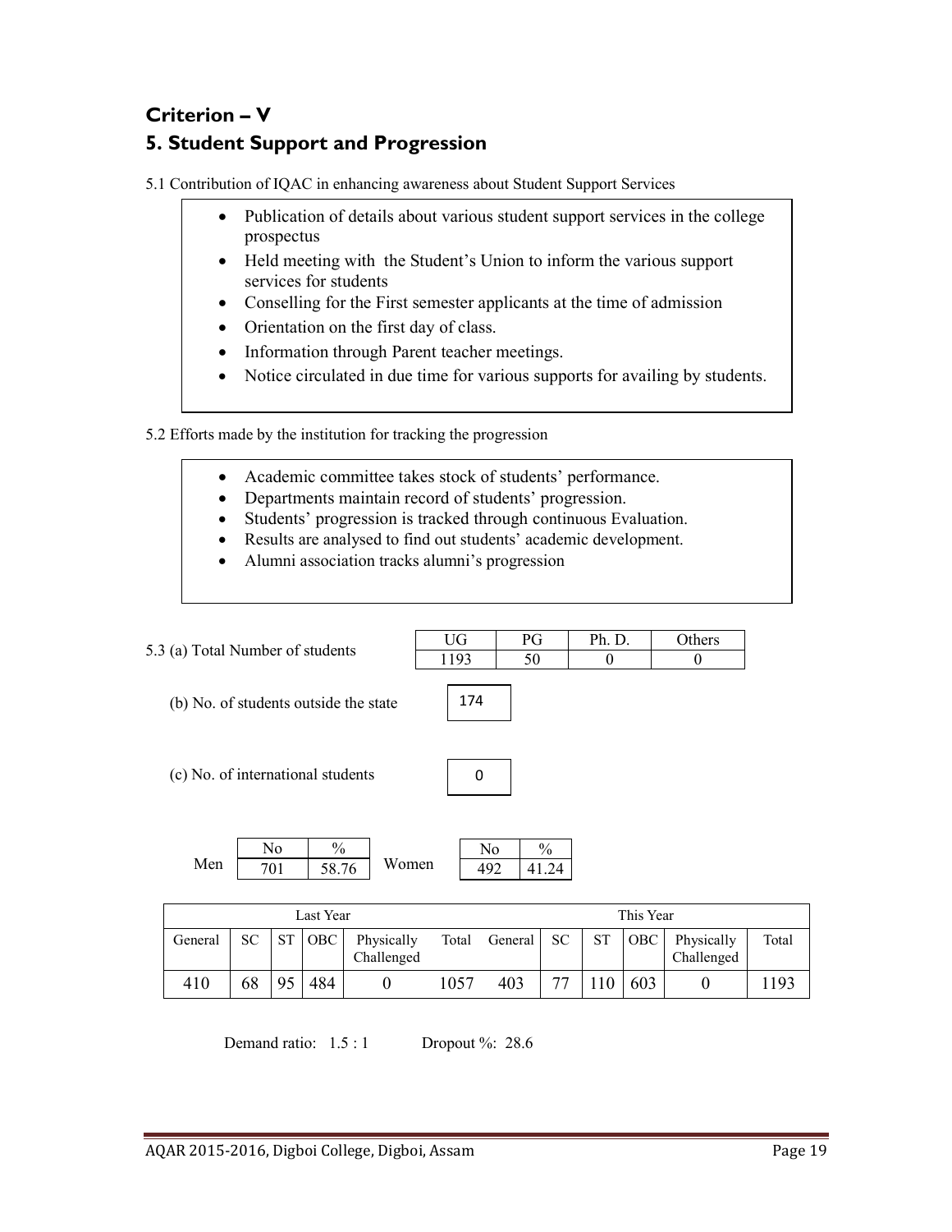## Criterion – V

## 5. Student Support and Progression

5.1 Contribution of IQAC in enhancing awareness about Student Support Services

- Publication of details about various student support services in the college prospectus
- Held meeting with the Student's Union to inform the various support services for students
- Conselling for the First semester applicants at the time of admission
- Orientation on the first day of class.
- Information through Parent teacher meetings.
- Notice circulated in due time for various supports for availing by students.

5.2 Efforts made by the institution for tracking the progression

- Academic committee takes stock of students' performance.
- Departments maintain record of students' progression.
- Students' progression is tracked through continuous Evaluation.
- Results are analysed to find out students' academic development.
- Alumni association tracks alumni's progression

5.3 (a) Total Number of students

| UG | PG | Ph. D. | Others |
|---|---|---|---|
| 1193 | 50 | 0 | 0 |

(b) No. of students outside the state: 174

(c) No. of international students: 0

| | No | % |
|---|---|---|
| Men | 701 | 58.76 |
| Women | 492 | 41.24 |

| Last Year | | | | | | This Year | | | | | |
|---|---|---|---|---|---|---|---|---|---|---|---|
| General | SC | ST | OBC | Physically Challenged | Total | General | SC | ST | OBC | Physically Challenged | Total |
| 410 | 68 | 95 | 484 | 0 | 1057 | 403 | 77 | 110 | 603 | 0 | 1193 |

Demand ratio: 1.5 : 1 Dropout %: 28.6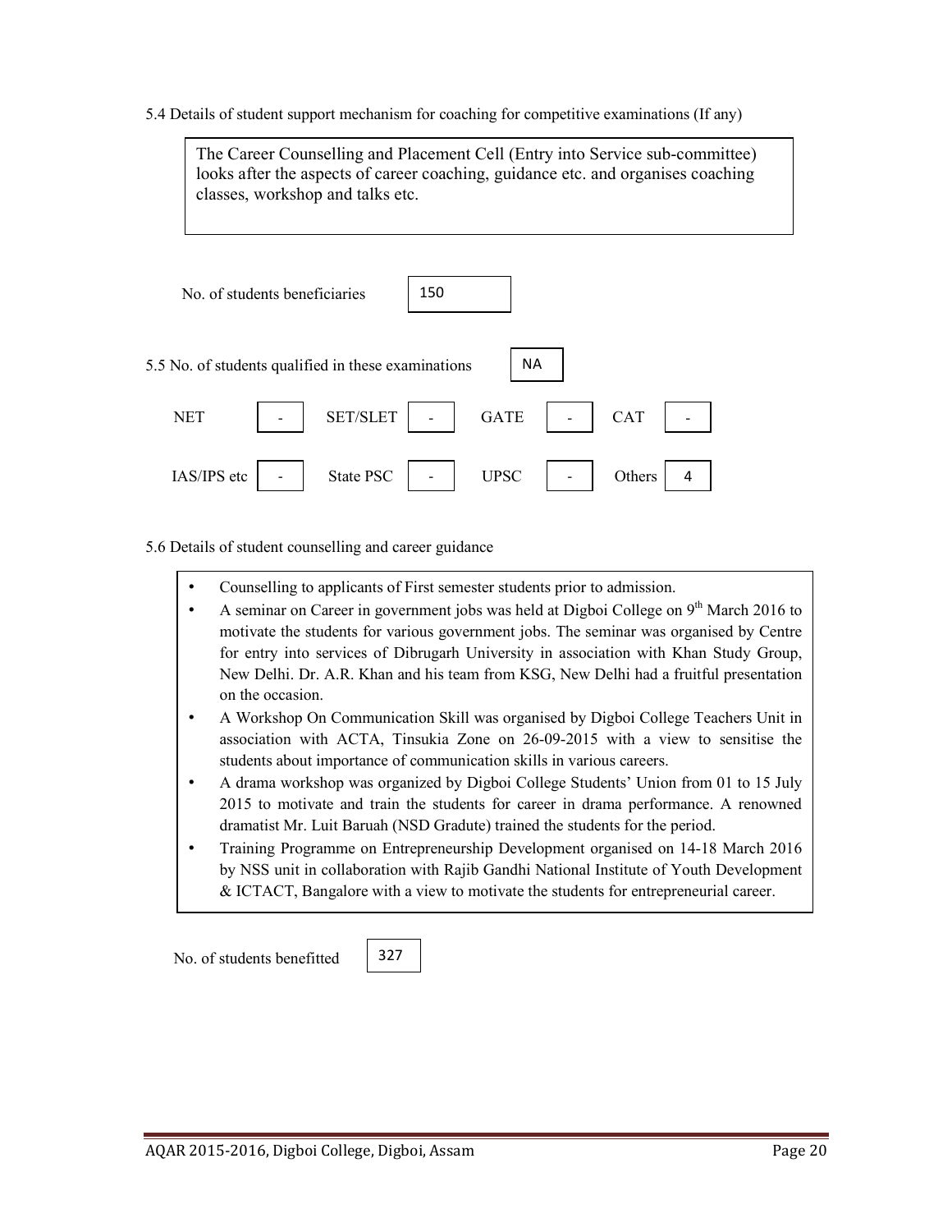5.4 Details of student support mechanism for coaching for competitive examinations (If any)

The Career Counselling and Placement Cell (Entry into Service sub-committee) looks after the aspects of career coaching, guidance etc. and organises coaching classes, workshop and talks etc.

No. of students beneficiaries: 150

5.5 No. of students qualified in these examinations: NA

| NET | - | SET/SLET | - | GATE | - | CAT | - |
|---|---|---|---|---|---|---|---|
| IAS/IPS etc | - | State PSC | - | UPSC | - | Others | 4 |

5.6 Details of student counselling and career guidance

- Counselling to applicants of First semester students prior to admission.
- A seminar on Career in government jobs was held at Digboi College on 9th March 2016 to motivate the students for various government jobs. The seminar was organised by Centre for entry into services of Dibrugarh University in association with Khan Study Group, New Delhi. Dr. A.R. Khan and his team from KSG, New Delhi had a fruitful presentation on the occasion.
- A Workshop On Communication Skill was organised by Digboi College Teachers Unit in association with ACTA, Tinsukia Zone on 26-09-2015 with a view to sensitise the students about importance of communication skills in various careers.
- A drama workshop was organized by Digboi College Students' Union from 01 to 15 July 2015 to motivate and train the students for career in drama performance. A renowned dramatist Mr. Luit Baruah (NSD Gradute) trained the students for the period.
- Training Programme on Entrepreneurship Development organised on 14-18 March 2016 by NSS unit in collaboration with Rajib Gandhi National Institute of Youth Development & ICTACT, Bangalore with a view to motivate the students for entrepreneurial career.

No. of students benefitted: 327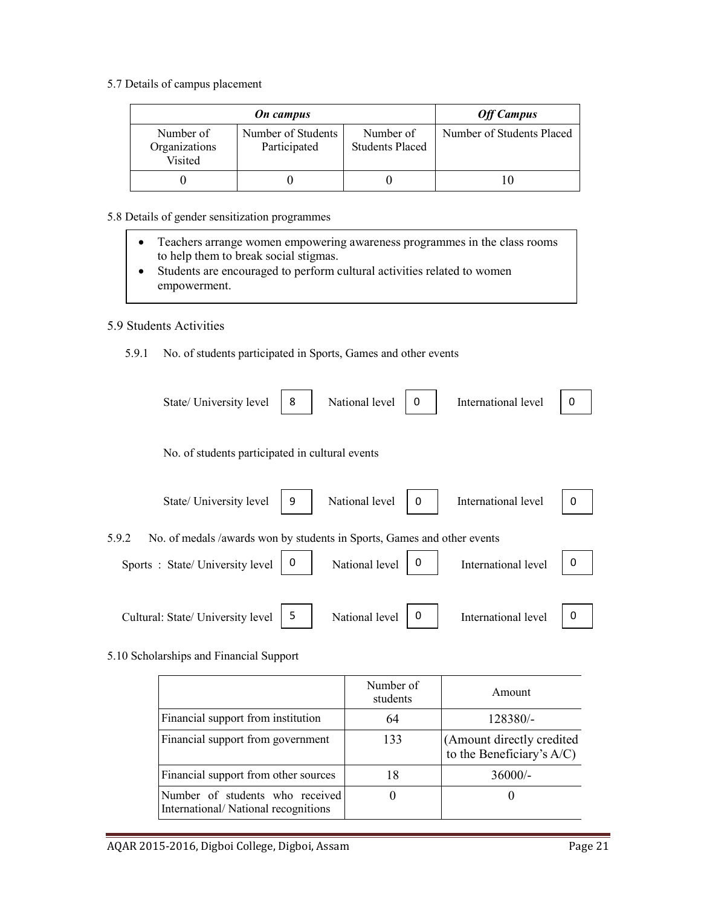5.7 Details of campus placement

| ***On campus*** | | | ***Off Campus*** |
|---|---|---|---|
| Number of Organizations Visited | Number of Students Participated | Number of Students Placed | Number of Students Placed |
| 0 | 0 | 0 | 10 |

5.8 Details of gender sensitization programmes

- Teachers arrange women empowering awareness programmes in the class rooms to help them to break social stigmas.
- Students are encouraged to perform cultural activities related to women empowerment.

5.9 Students Activities

5.9.1 No. of students participated in Sports, Games and other events

State/ University level: 8 | National level: 0 | International level: 0

No. of students participated in cultural events

State/ University level: 9 | National level: 0 | International level: 0

5.9.2 No. of medals /awards won by students in Sports, Games and other events

Sports : State/ University level: 0 | National level: 0 | International level: 0

Cultural: State/ University level: 5 | National level: 0 | International level: 0

5.10 Scholarships and Financial Support

| | Number of students | Amount |
|---|---|---|
| Financial support from institution | 64 | 128380/- |
| Financial support from government | 133 | (Amount directly credited to the Beneficiary's A/C) |
| Financial support from other sources | 18 | 36000/- |
| Number of students who received International/ National recognitions | 0 | 0 |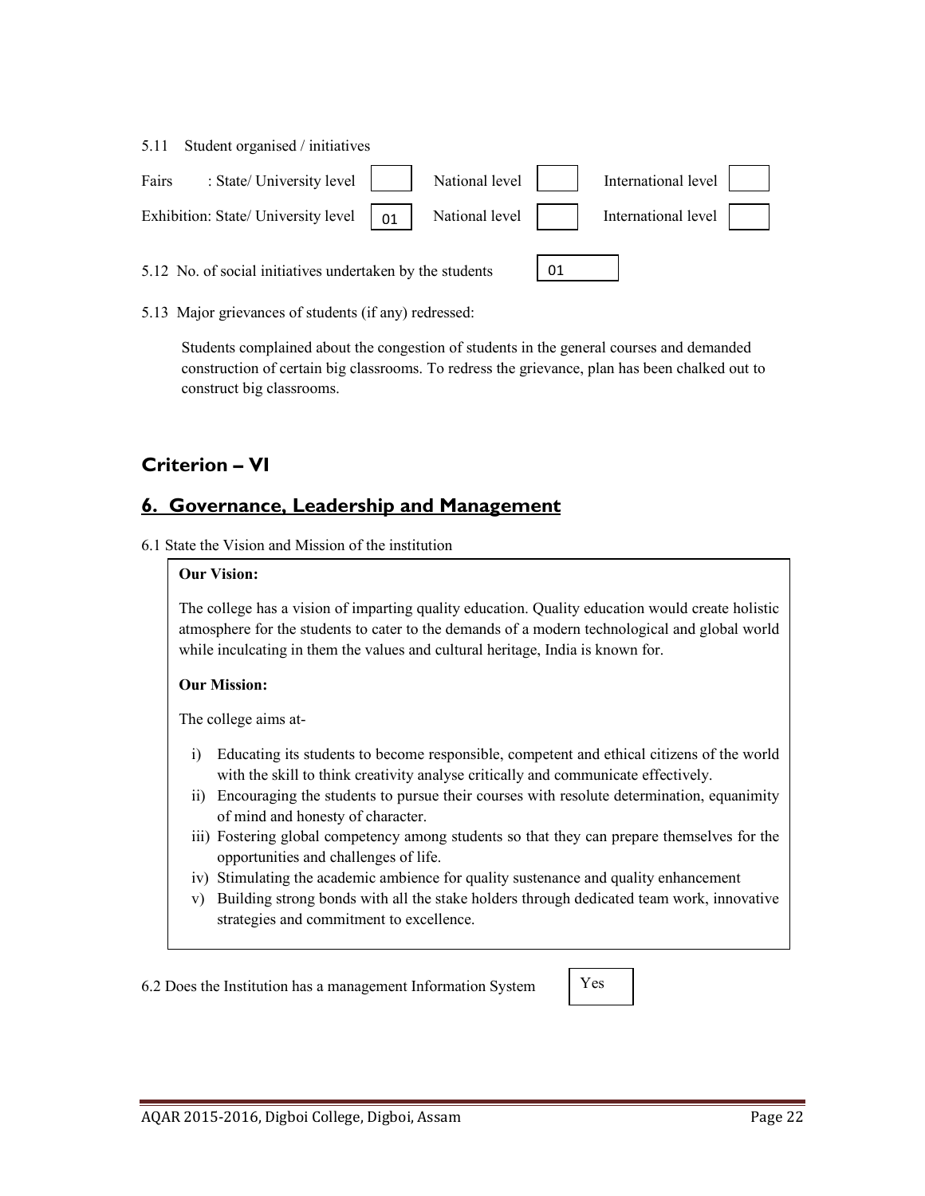5.11 Student organised / initiatives

| | State/ University level | National level | International level |
|---|---|---|---|
| Fairs | | | |
| Exhibition | 01 | | |

5.12 No. of social initiatives undertaken by the students: 01

5.13 Major grievances of students (if any) redressed:

Students complained about the congestion of students in the general courses and demanded construction of certain big classrooms. To redress the grievance, plan has been chalked out to construct big classrooms.

## Criterion – VI

## 6. Governance, Leadership and Management

6.1 State the Vision and Mission of the institution

**Our Vision:**

The college has a vision of imparting quality education. Quality education would create holistic atmosphere for the students to cater to the demands of a modern technological and global world while inculcating in them the values and cultural heritage, India is known for.

**Our Mission:**

The college aims at-

i) Educating its students to become responsible, competent and ethical citizens of the world with the skill to think creativity analyse critically and communicate effectively.
ii) Encouraging the students to pursue their courses with resolute determination, equanimity of mind and honesty of character.
iii) Fostering global competency among students so that they can prepare themselves for the opportunities and challenges of life.
iv) Stimulating the academic ambience for quality sustenance and quality enhancement
v) Building strong bonds with all the stake holders through dedicated team work, innovative strategies and commitment to excellence.

6.2 Does the Institution has a management Information System: Yes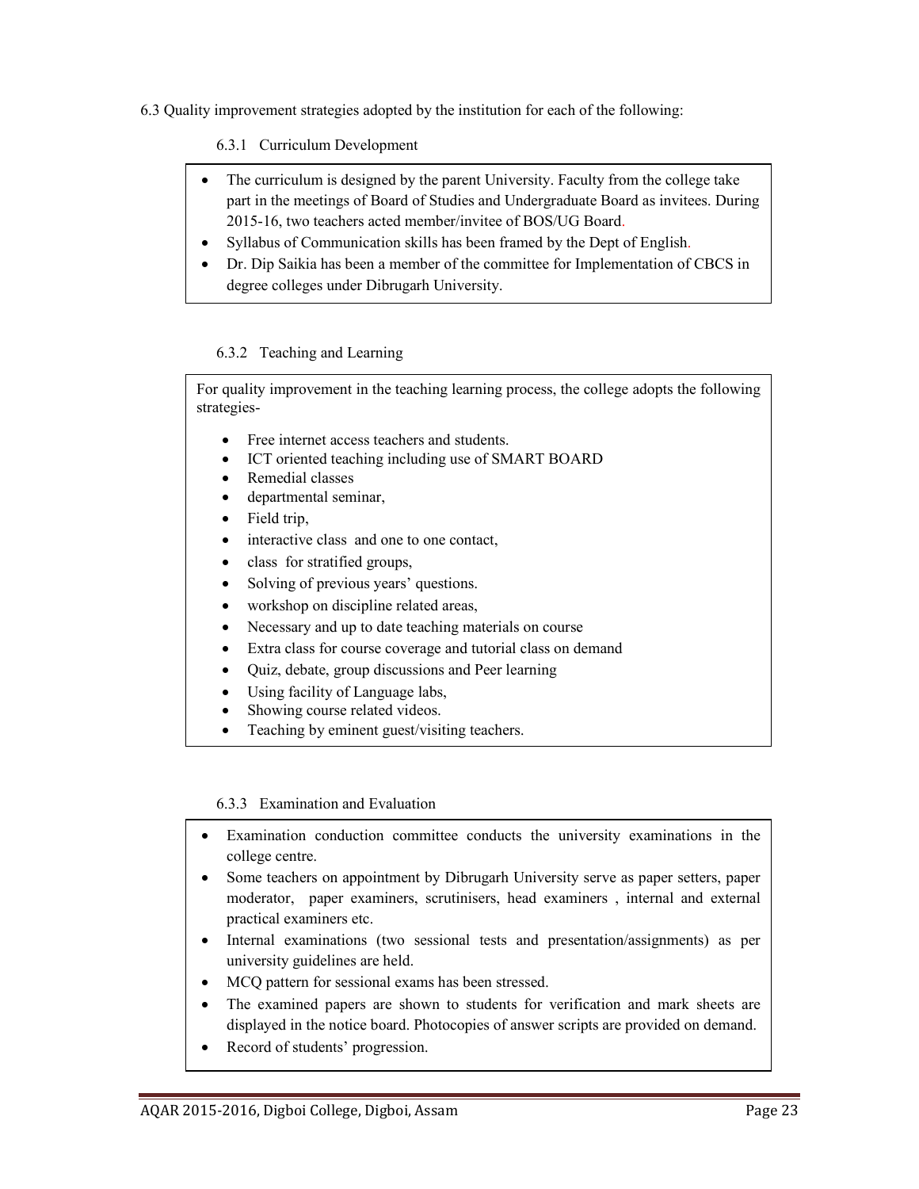6.3 Quality improvement strategies adopted by the institution for each of the following:

6.3.1 Curriculum Development

- The curriculum is designed by the parent University. Faculty from the college take part in the meetings of Board of Studies and Undergraduate Board as invitees. During 2015-16, two teachers acted member/invitee of BOS/UG Board.
- Syllabus of Communication skills has been framed by the Dept of English.
- Dr. Dip Saikia has been a member of the committee for Implementation of CBCS in degree colleges under Dibrugarh University.

6.3.2 Teaching and Learning

For quality improvement in the teaching learning process, the college adopts the following strategies-

- Free internet access teachers and students.
- ICT oriented teaching including use of SMART BOARD
- Remedial classes
- departmental seminar,
- Field trip,
- interactive class and one to one contact,
- class for stratified groups,
- Solving of previous years' questions.
- workshop on discipline related areas,
- Necessary and up to date teaching materials on course
- Extra class for course coverage and tutorial class on demand
- Quiz, debate, group discussions and Peer learning
- Using facility of Language labs,
- Showing course related videos.
- Teaching by eminent guest/visiting teachers.

6.3.3 Examination and Evaluation

- Examination conduction committee conducts the university examinations in the college centre.
- Some teachers on appointment by Dibrugarh University serve as paper setters, paper moderator, paper examiners, scrutinisers, head examiners , internal and external practical examiners etc.
- Internal examinations (two sessional tests and presentation/assignments) as per university guidelines are held.
- MCQ pattern for sessional exams has been stressed.
- The examined papers are shown to students for verification and mark sheets are displayed in the notice board. Photocopies of answer scripts are provided on demand.
- Record of students' progression.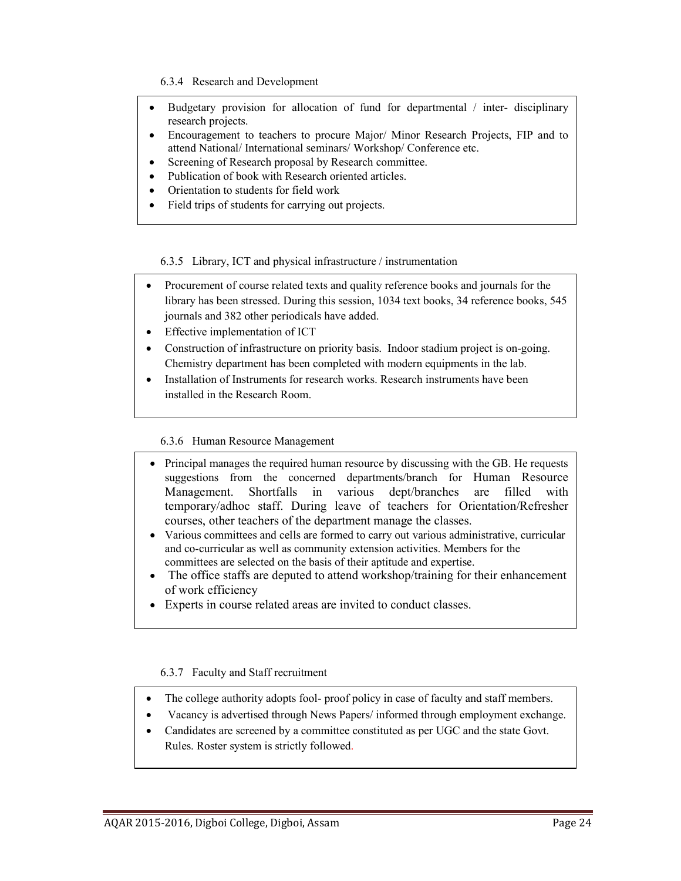6.3.4 Research and Development

- Budgetary provision for allocation of fund for departmental / inter- disciplinary research projects.
- Encouragement to teachers to procure Major/ Minor Research Projects, FIP and to attend National/ International seminars/ Workshop/ Conference etc.
- Screening of Research proposal by Research committee.
- Publication of book with Research oriented articles.
- Orientation to students for field work
- Field trips of students for carrying out projects.

6.3.5 Library, ICT and physical infrastructure / instrumentation

- Procurement of course related texts and quality reference books and journals for the library has been stressed. During this session, 1034 text books, 34 reference books, 545 journals and 382 other periodicals have added.
- Effective implementation of ICT
- Construction of infrastructure on priority basis. Indoor stadium project is on-going. Chemistry department has been completed with modern equipments in the lab.
- Installation of Instruments for research works. Research instruments have been installed in the Research Room.

6.3.6 Human Resource Management

- Principal manages the required human resource by discussing with the GB. He requests suggestions from the concerned departments/branch for Human Resource Management. Shortfalls in various dept/branches are filled with temporary/adhoc staff. During leave of teachers for Orientation/Refresher courses, other teachers of the department manage the classes.
- Various committees and cells are formed to carry out various administrative, curricular and co-curricular as well as community extension activities. Members for the committees are selected on the basis of their aptitude and expertise.
- The office staffs are deputed to attend workshop/training for their enhancement of work efficiency
- Experts in course related areas are invited to conduct classes.

6.3.7 Faculty and Staff recruitment

- The college authority adopts fool- proof policy in case of faculty and staff members.
- Vacancy is advertised through News Papers/ informed through employment exchange.
- Candidates are screened by a committee constituted as per UGC and the state Govt. Rules. Roster system is strictly followed.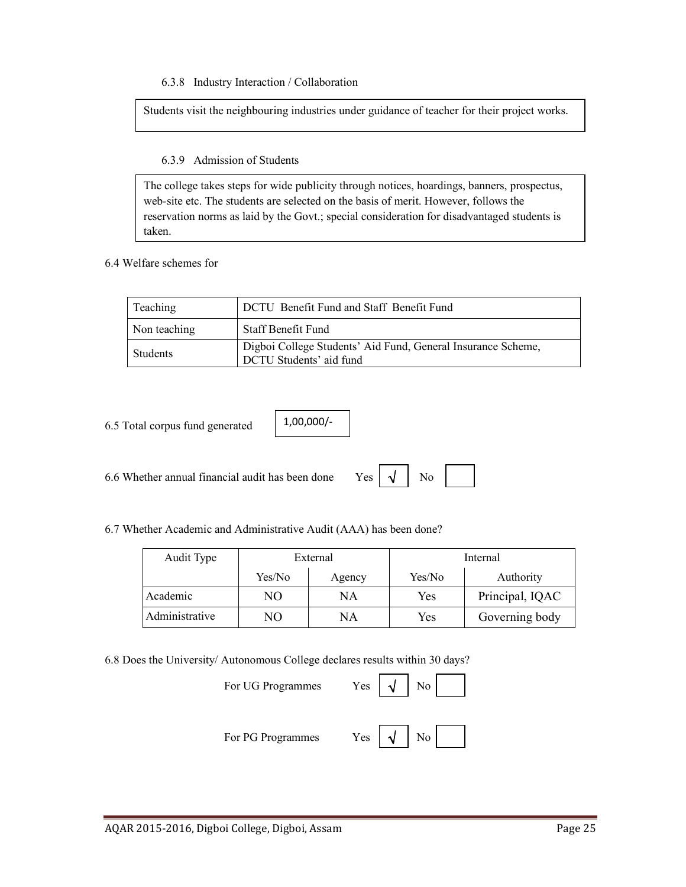6.3.8 Industry Interaction / Collaboration

Students visit the neighbouring industries under guidance of teacher for their project works.

6.3.9 Admission of Students

The college takes steps for wide publicity through notices, hoardings, banners, prospectus, web-site etc. The students are selected on the basis of merit. However, follows the reservation norms as laid by the Govt.; special consideration for disadvantaged students is taken.

6.4 Welfare schemes for

| Teaching | DCTU Benefit Fund and Staff Benefit Fund |
|---|---|
| Non teaching | Staff Benefit Fund |
| Students | Digboi College Students' Aid Fund, General Insurance Scheme, DCTU Students' aid fund |

6.5 Total corpus fund generated: 1,00,000/-

6.6 Whether annual financial audit has been done Yes √ No

6.7 Whether Academic and Administrative Audit (AAA) has been done?

| Audit Type | External | | Internal | |
|---|---|---|---|---|
| | Yes/No | Agency | Yes/No | Authority |
| Academic | NO | NA | Yes | Principal, IQAC |
| Administrative | NO | NA | Yes | Governing body |

6.8 Does the University/ Autonomous College declares results within 30 days?

For UG Programmes Yes √ No

For PG Programmes Yes √ No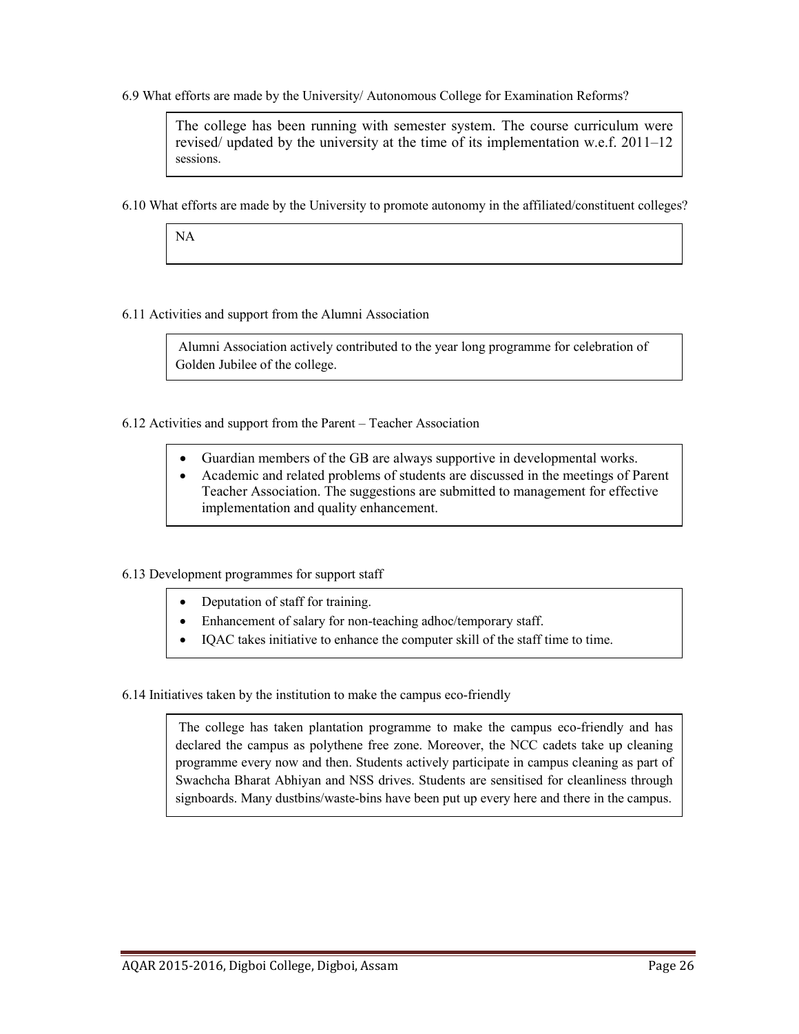6.9 What efforts are made by the University/ Autonomous College for Examination Reforms?

The college has been running with semester system. The course curriculum were revised/ updated by the university at the time of its implementation w.e.f. 2011–12 sessions.

6.10 What efforts are made by the University to promote autonomy in the affiliated/constituent colleges?

NA

6.11 Activities and support from the Alumni Association

Alumni Association actively contributed to the year long programme for celebration of Golden Jubilee of the college.

6.12 Activities and support from the Parent – Teacher Association

- Guardian members of the GB are always supportive in developmental works.
- Academic and related problems of students are discussed in the meetings of Parent Teacher Association. The suggestions are submitted to management for effective implementation and quality enhancement.

6.13 Development programmes for support staff

- Deputation of staff for training.
- Enhancement of salary for non-teaching adhoc/temporary staff.
- IQAC takes initiative to enhance the computer skill of the staff time to time.

6.14 Initiatives taken by the institution to make the campus eco-friendly

The college has taken plantation programme to make the campus eco-friendly and has declared the campus as polythene free zone. Moreover, the NCC cadets take up cleaning programme every now and then. Students actively participate in campus cleaning as part of Swachcha Bharat Abhiyan and NSS drives. Students are sensitised for cleanliness through signboards. Many dustbins/waste-bins have been put up every here and there in the campus.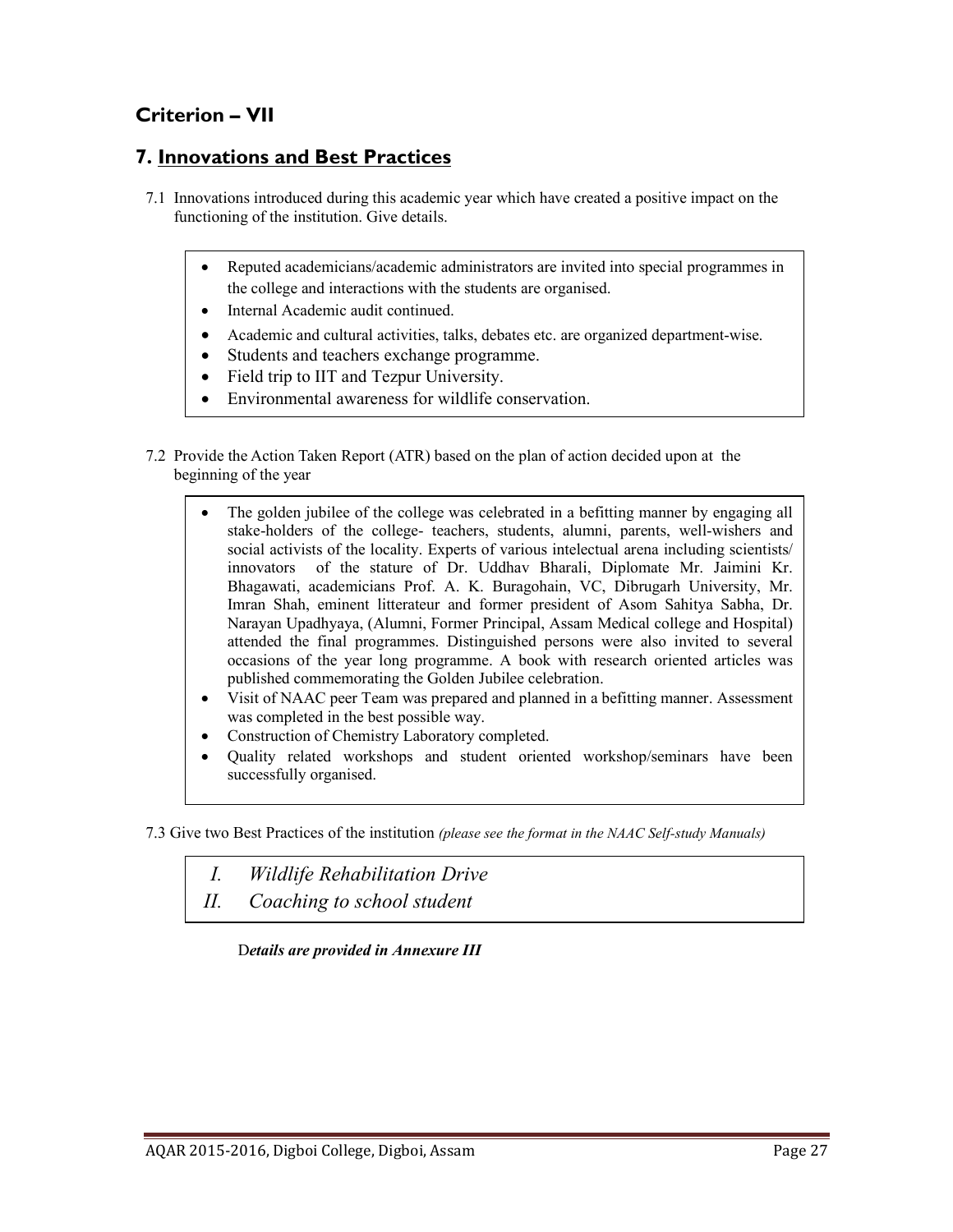## Criterion – VII

## 7. Innovations and Best Practices

7.1 Innovations introduced during this academic year which have created a positive impact on the functioning of the institution. Give details.

- Reputed academicians/academic administrators are invited into special programmes in the college and interactions with the students are organised.
- Internal Academic audit continued.
- Academic and cultural activities, talks, debates etc. are organized department-wise.
- Students and teachers exchange programme.
- Field trip to IIT and Tezpur University.
- Environmental awareness for wildlife conservation.

7.2 Provide the Action Taken Report (ATR) based on the plan of action decided upon at the beginning of the year

- The golden jubilee of the college was celebrated in a befitting manner by engaging all stake-holders of the college- teachers, students, alumni, parents, well-wishers and social activists of the locality. Experts of various intelectual arena including scientists/ innovators of the stature of Dr. Uddhav Bharali, Diplomate Mr. Jaimini Kr. Bhagawati, academicians Prof. A. K. Buragohain, VC, Dibrugarh University, Mr. Imran Shah, eminent litterateur and former president of Asom Sahitya Sabha, Dr. Narayan Upadhyaya, (Alumni, Former Principal, Assam Medical college and Hospital) attended the final programmes. Distinguished persons were also invited to several occasions of the year long programme. A book with research oriented articles was published commemorating the Golden Jubilee celebration.
- Visit of NAAC peer Team was prepared and planned in a befitting manner. Assessment was completed in the best possible way.
- Construction of Chemistry Laboratory completed.
- Quality related workshops and student oriented workshop/seminars have been successfully organised.

7.3 Give two Best Practices of the institution *(please see the format in the NAAC Self-study Manuals)*

*I. Wildlife Rehabilitation Drive*

*II. Coaching to school student*

D***etails are provided in Annexure III***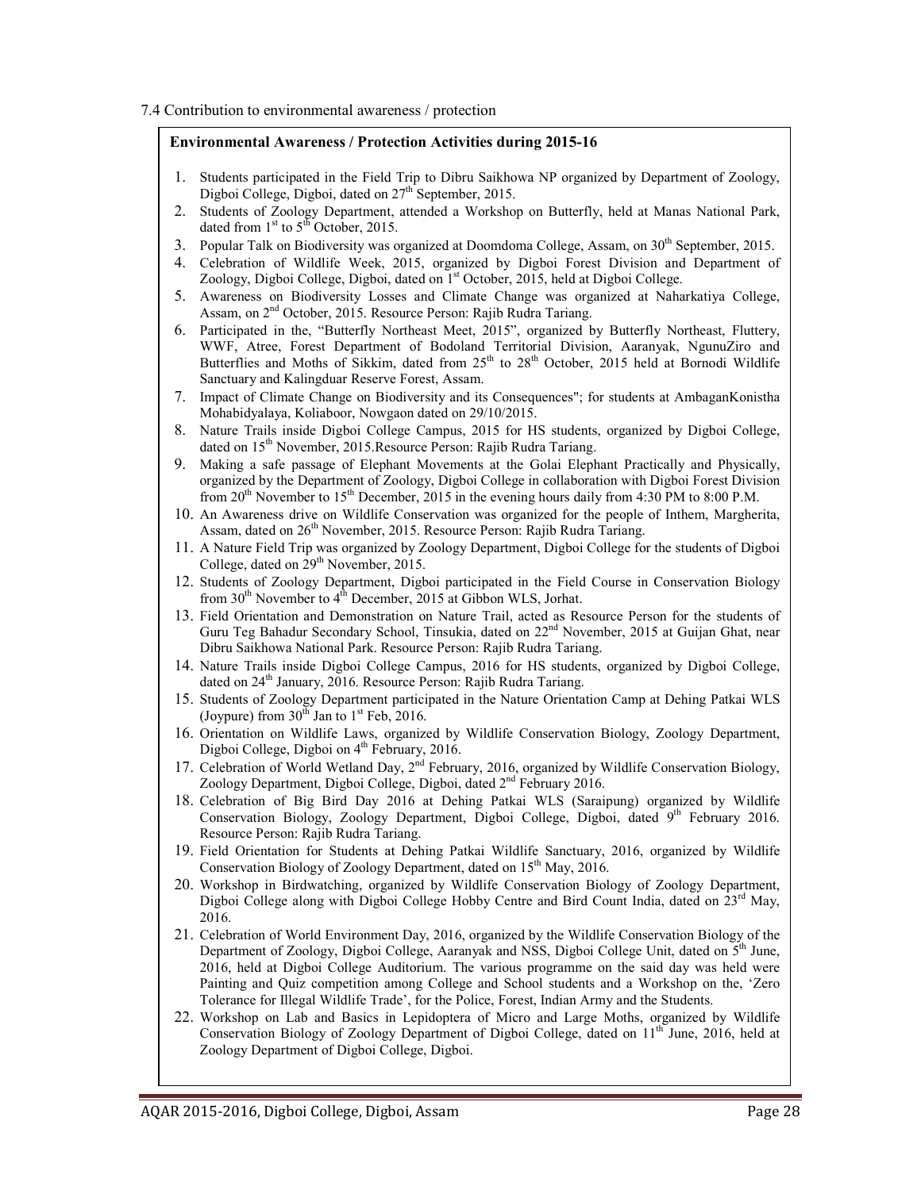7.4 Contribution to environmental awareness / protection

**Environmental Awareness / Protection Activities during 2015-16**

1. Students participated in the Field Trip to Dibru Saikhowa NP organized by Department of Zoology, Digboi College, Digboi, dated on 27th September, 2015.
2. Students of Zoology Department, attended a Workshop on Butterfly, held at Manas National Park, dated from 1st to 5th October, 2015.
3. Popular Talk on Biodiversity was organized at Doomdoma College, Assam, on 30th September, 2015.
4. Celebration of Wildlife Week, 2015, organized by Digboi Forest Division and Department of Zoology, Digboi College, Digboi, dated on 1st October, 2015, held at Digboi College.
5. Awareness on Biodiversity Losses and Climate Change was organized at Naharkatiya College, Assam, on 2nd October, 2015. Resource Person: Rajib Rudra Tariang.
6. Participated in the, "Butterfly Northeast Meet, 2015", organized by Butterfly Northeast, Fluttery, WWF, Atree, Forest Department of Bodoland Territorial Division, Aaranyak, NgunuZiro and Butterflies and Moths of Sikkim, dated from 25th to 28th October, 2015 held at Bornodi Wildlife Sanctuary and Kalingduar Reserve Forest, Assam.
7. Impact of Climate Change on Biodiversity and its Consequences"; for students at AmbaganKonistha Mohabidyalaya, Koliaboor, Nowgaon dated on 29/10/2015.
8. Nature Trails inside Digboi College Campus, 2015 for HS students, organized by Digboi College, dated on 15th November, 2015.Resource Person: Rajib Rudra Tariang.
9. Making a safe passage of Elephant Movements at the Golai Elephant Practically and Physically, organized by the Department of Zoology, Digboi College in collaboration with Digboi Forest Division from 20th November to 15th December, 2015 in the evening hours daily from 4:30 PM to 8:00 P.M.
10. An Awareness drive on Wildlife Conservation was organized for the people of Inthem, Margherita, Assam, dated on 26th November, 2015. Resource Person: Rajib Rudra Tariang.
11. A Nature Field Trip was organized by Zoology Department, Digboi College for the students of Digboi College, dated on 29th November, 2015.
12. Students of Zoology Department, Digboi participated in the Field Course in Conservation Biology from 30th November to 4th December, 2015 at Gibbon WLS, Jorhat.
13. Field Orientation and Demonstration on Nature Trail, acted as Resource Person for the students of Guru Teg Bahadur Secondary School, Tinsukia, dated on 22nd November, 2015 at Guijan Ghat, near Dibru Saikhowa National Park. Resource Person: Rajib Rudra Tariang.
14. Nature Trails inside Digboi College Campus, 2016 for HS students, organized by Digboi College, dated on 24th January, 2016. Resource Person: Rajib Rudra Tariang.
15. Students of Zoology Department participated in the Nature Orientation Camp at Dehing Patkai WLS (Joypure) from 30th Jan to 1st Feb, 2016.
16. Orientation on Wildlife Laws, organized by Wildlife Conservation Biology, Zoology Department, Digboi College, Digboi on 4th February, 2016.
17. Celebration of World Wetland Day, 2nd February, 2016, organized by Wildlife Conservation Biology, Zoology Department, Digboi College, Digboi, dated 2nd February 2016.
18. Celebration of Big Bird Day 2016 at Dehing Patkai WLS (Saraipung) organized by Wildlife Conservation Biology, Zoology Department, Digboi College, Digboi, dated 9th February 2016. Resource Person: Rajib Rudra Tariang.
19. Field Orientation for Students at Dehing Patkai Wildlife Sanctuary, 2016, organized by Wildlife Conservation Biology of Zoology Department, dated on 15th May, 2016.
20. Workshop in Birdwatching, organized by Wildlife Conservation Biology of Zoology Department, Digboi College along with Digboi College Hobby Centre and Bird Count India, dated on 23rd May, 2016.
21. Celebration of World Environment Day, 2016, organized by the Wildlife Conservation Biology of the Department of Zoology, Digboi College, Aaranyak and NSS, Digboi College Unit, dated on 5th June, 2016, held at Digboi College Auditorium. The various programme on the said day was held were Painting and Quiz competition among College and School students and a Workshop on the, 'Zero Tolerance for Illegal Wildlife Trade', for the Police, Forest, Indian Army and the Students.
22. Workshop on Lab and Basics in Lepidoptera of Micro and Large Moths, organized by Wildlife Conservation Biology of Zoology Department of Digboi College, dated on 11th June, 2016, held at Zoology Department of Digboi College, Digboi.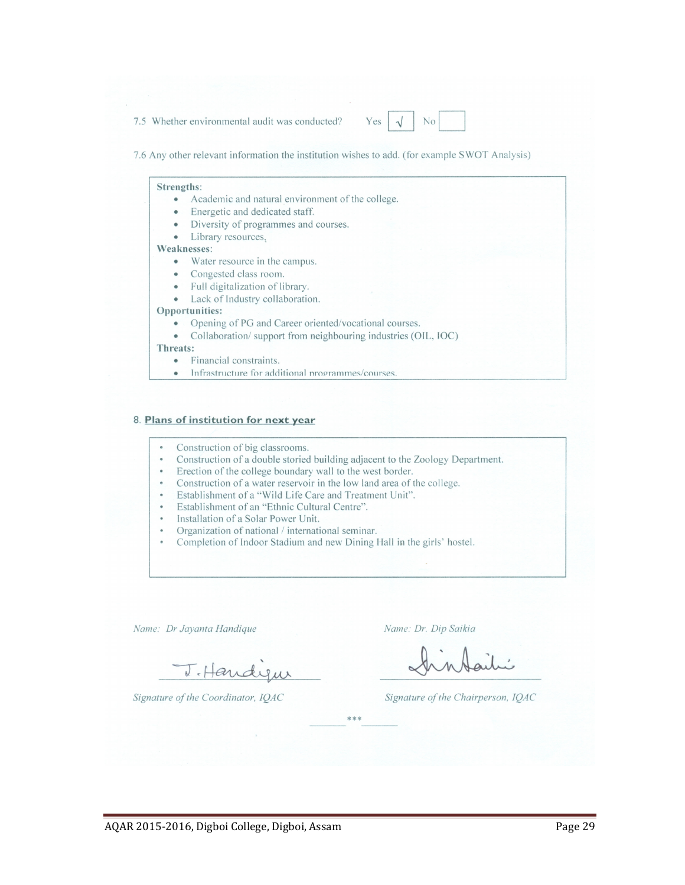7.5 Whether environmental audit was conducted? Yes √ No

7.6 Any other relevant information the institution wishes to add. (for example SWOT Analysis)

**Strengths**:

- Academic and natural environment of the college.
- Energetic and dedicated staff.
- Diversity of programmes and courses.
- Library resources,

**Weaknesses**:

- Water resource in the campus.
- Congested class room.
- Full digitalization of library.
- Lack of Industry collaboration.

**Opportunities:**

- Opening of PG and Career oriented/vocational courses.
- Collaboration/ support from neighbouring industries (OIL, IOC)

**Threats:**

- Financial constraints.
- Infrastructure for additional programmes/courses.

## 8. Plans of institution for next year

- Construction of big classrooms.
- Construction of a double storied building adjacent to the Zoology Department.
- Erection of the college boundary wall to the west border.
- Construction of a water reservoir in the low land area of the college.
- Establishment of a "Wild Life Care and Treatment Unit".
- Establishment of an "Ethnic Cultural Centre".
- Installation of a Solar Power Unit.
- Organization of national / international seminar.
- Completion of Indoor Stadium and new Dining Hall in the girls' hostel.

*Name: Dr Jayanta Handique*

J. Handique

*Signature of the Coordinator, IQAC*

*Name: Dr. Dip Saikia*

*Signature of the Chairperson, IQAC*

\*\*\*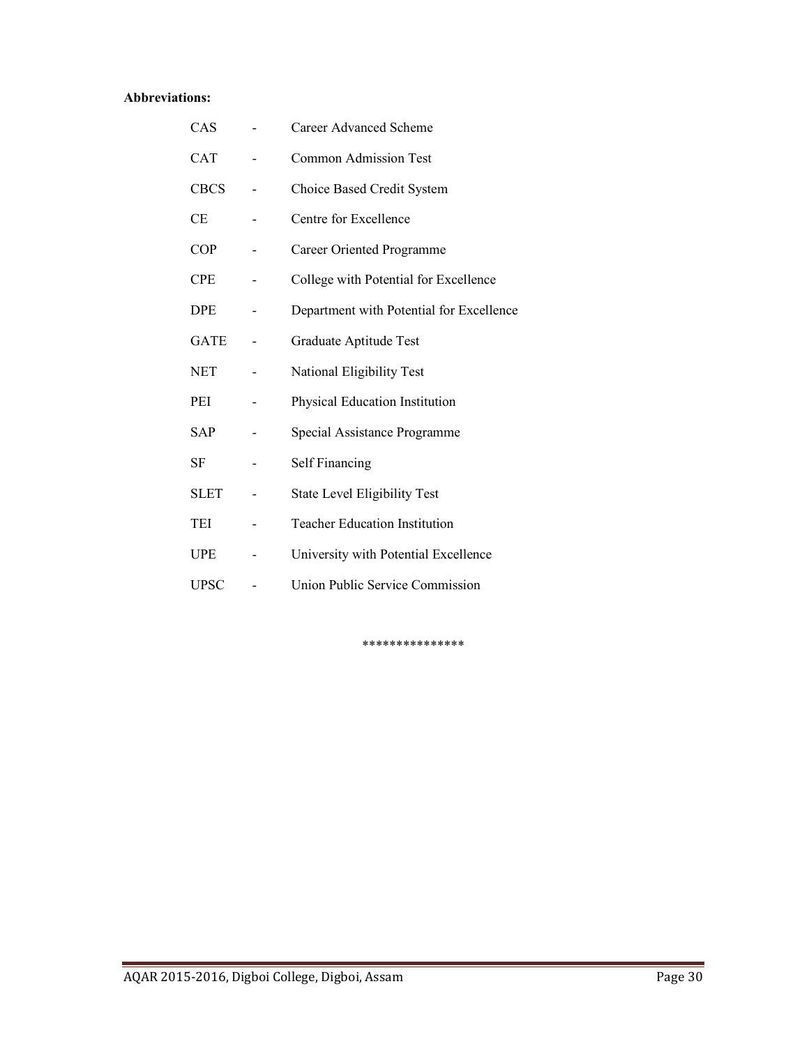**Abbreviations:**

| | | |
|---|---|---|
| CAS | - | Career Advanced Scheme |
| CAT | - | Common Admission Test |
| CBCS | - | Choice Based Credit System |
| CE | - | Centre for Excellence |
| COP | - | Career Oriented Programme |
| CPE | - | College with Potential for Excellence |
| DPE | - | Department with Potential for Excellence |
| GATE | - | Graduate Aptitude Test |
| NET | - | National Eligibility Test |
| PEI | - | Physical Education Institution |
| SAP | - | Special Assistance Programme |
| SF | - | Self Financing |
| SLET | - | State Level Eligibility Test |
| TEI | - | Teacher Education Institution |
| UPE | - | University with Potential Excellence |
| UPSC | - | Union Public Service Commission |

***************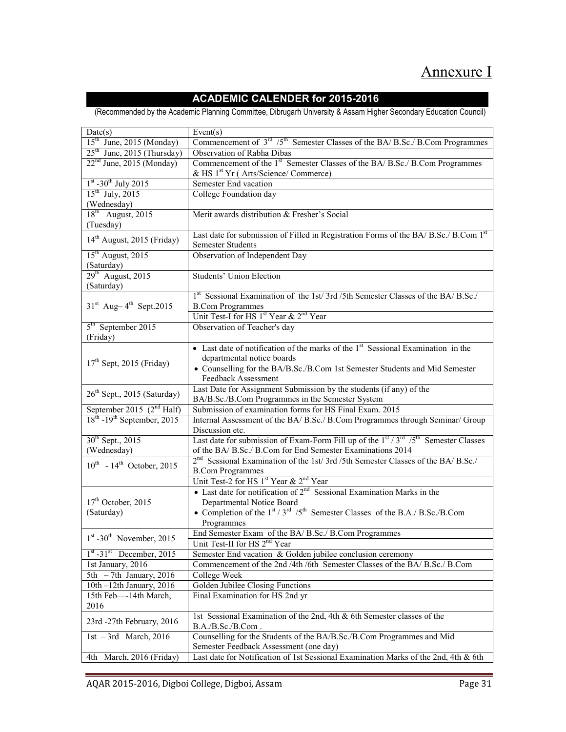# Annexure I

## ACADEMIC CALENDER for 2015-2016

(Recommended by the Academic Planning Committee, Dibrugarh University & Assam Higher Secondary Education Council)

| Date(s) | Event(s) |
|---|---|
| 15th June, 2015 (Monday) | Commencement of 3rd /5th Semester Classes of the BA/ B.Sc./ B.Com Programmes |
| 25th June, 2015 (Thursday) | Observation of Rabha Dibas |
| 22nd June, 2015 (Monday) | Commencement of the 1st Semester Classes of the BA/ B.Sc./ B.Com Programmes & HS 1st Yr ( Arts/Science/ Commerce) |
| 1st -30th July 2015 | Semester End vacation |
| 15th July, 2015 (Wednesday) | College Foundation day |
| 18th August, 2015 (Tuesday) | Merit awards distribution & Fresher's Social |
| 14th August, 2015 (Friday) | Last date for submission of Filled in Registration Forms of the BA/ B.Sc./ B.Com 1st Semester Students |
| 15th August, 2015 (Saturday) | Observation of Independent Day |
| 29th August, 2015 (Saturday) | Students' Union Election |
| 31st Aug– 4th Sept.2015 | 1st Sessional Examination of the 1st/ 3rd /5th Semester Classes of the BA/ B.Sc./ B.Com Programmes |
| | Unit Test-I for HS 1st Year & 2nd Year |
| 5th September 2015 (Friday) | Observation of Teacher's day |
| 17th Sept, 2015 (Friday) | • Last date of notification of the marks of the 1st Sessional Examination in the departmental notice boards<br>• Counselling for the BA/B.Sc./B.Com 1st Semester Students and Mid Semester Feedback Assessment |
| 26th Sept., 2015 (Saturday) | Last Date for Assignment Submission by the students (if any) of the BA/B.Sc./B.Com Programmes in the Semester System |
| September 2015 (2nd Half) | Submission of examination forms for HS Final Exam. 2015 |
| 18th -19th September, 2015 | Internal Assessment of the BA/ B.Sc./ B.Com Programmes through Seminar/ Group Discussion etc. |
| 30th Sept., 2015 (Wednesday) | Last date for submission of Exam-Form Fill up of the 1st / 3rd /5th Semester Classes of the BA/ B.Sc./ B.Com for End Semester Examinations 2014 |
| 10th - 14th October, 2015 | 2nd Sessional Examination of the 1st/ 3rd /5th Semester Classes of the BA/ B.Sc./ B.Com Programmes |
| | Unit Test-2 for HS 1st Year & 2nd Year |
| 17th October, 2015 (Saturday) | • Last date for notification of 2nd Sessional Examination Marks in the Departmental Notice Board<br>• Completion of the 1st / 3rd /5th Semester Classes of the B.A./ B.Sc./B.Com Programmes |
| 1st -30th November, 2015 | End Semester Exam of the BA/ B.Sc./ B.Com Programmes |
| | Unit Test-II for HS 2nd Year |
| 1st -31st December, 2015 | Semester End vacation & Golden jubilee conclusion ceremony |
| 1st January, 2016 | Commencement of the 2nd /4th /6th Semester Classes of the BA/ B.Sc./ B.Com |
| 5th – 7th January, 2016 | College Week |
| 10th –12th January, 2016 | Golden Jubilee Closing Functions |
| 15th Feb—-14th March, 2016 | Final Examination for HS 2nd yr |
| 23rd -27th February, 2016 | 1st Sessional Examination of the 2nd, 4th & 6th Semester classes of the B.A./B.Sc./B.Com . |
| 1st – 3rd March, 2016 | Counselling for the Students of the BA/B.Sc./B.Com Programmes and Mid Semester Feedback Assessment (one day) |
| 4th March, 2016 (Friday) | Last date for Notification of 1st Sessional Examination Marks of the 2nd, 4th & 6th |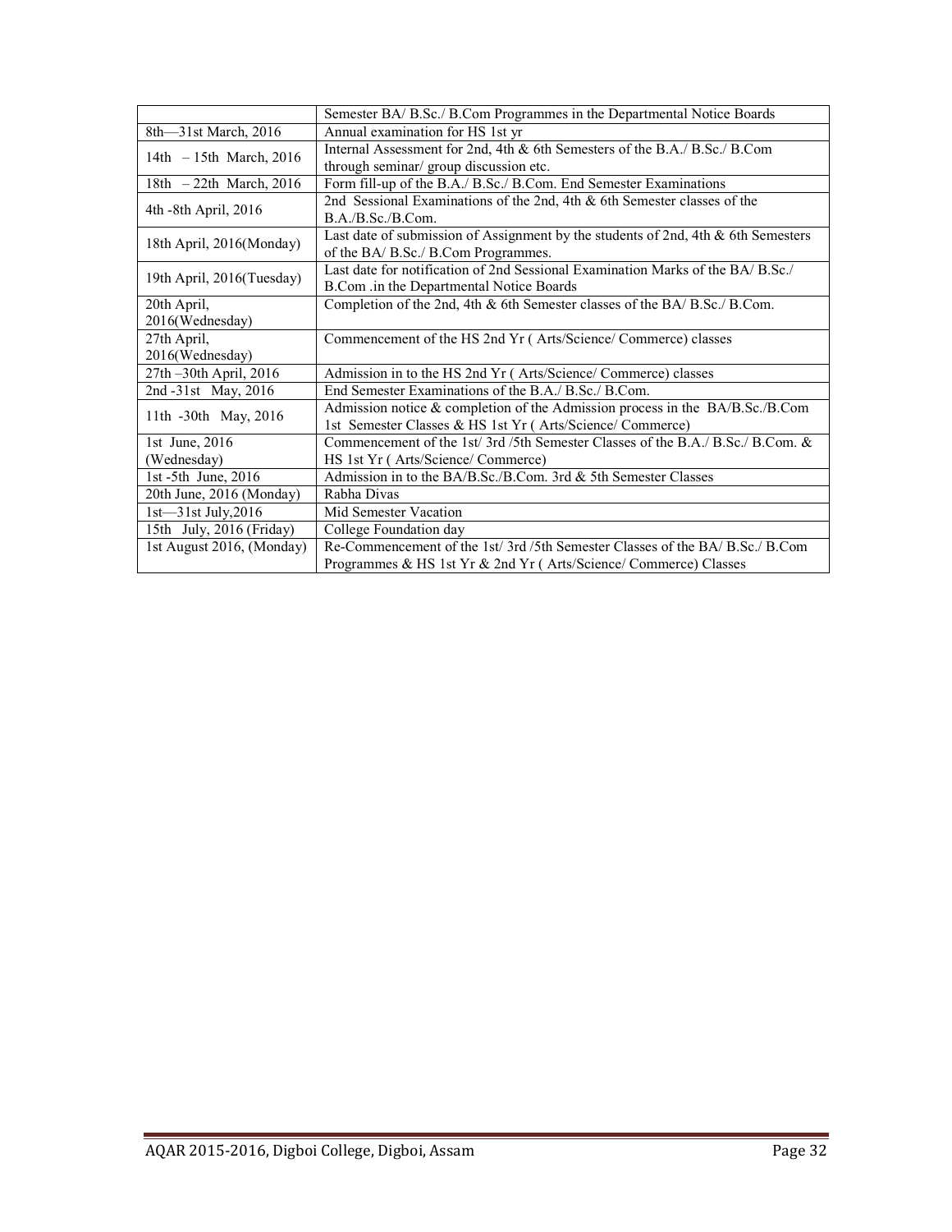| | |
|---|---|
| | Semester BA/ B.Sc./ B.Com Programmes in the Departmental Notice Boards |
| 8th—31st March, 2016 | Annual examination for HS 1st yr |
| 14th – 15th March, 2016 | Internal Assessment for 2nd, 4th & 6th Semesters of the B.A./ B.Sc./ B.Com through seminar/ group discussion etc. |
| 18th – 22th March, 2016 | Form fill-up of the B.A./ B.Sc./ B.Com. End Semester Examinations |
| 4th -8th April, 2016 | 2nd Sessional Examinations of the 2nd, 4th & 6th Semester classes of the B.A./B.Sc./B.Com. |
| 18th April, 2016(Monday) | Last date of submission of Assignment by the students of 2nd, 4th & 6th Semesters of the BA/ B.Sc./ B.Com Programmes. |
| 19th April, 2016(Tuesday) | Last date for notification of 2nd Sessional Examination Marks of the BA/ B.Sc./ B.Com .in the Departmental Notice Boards |
| 20th April, 2016(Wednesday) | Completion of the 2nd, 4th & 6th Semester classes of the BA/ B.Sc./ B.Com. |
| 27th April, 2016(Wednesday) | Commencement of the HS 2nd Yr ( Arts/Science/ Commerce) classes |
| 27th –30th April, 2016 | Admission in to the HS 2nd Yr ( Arts/Science/ Commerce) classes |
| 2nd -31st May, 2016 | End Semester Examinations of the B.A./ B.Sc./ B.Com. |
| 11th -30th May, 2016 | Admission notice & completion of the Admission process in the BA/B.Sc./B.Com 1st Semester Classes & HS 1st Yr ( Arts/Science/ Commerce) |
| 1st June, 2016 (Wednesday) | Commencement of the 1st/ 3rd /5th Semester Classes of the B.A./ B.Sc./ B.Com. & HS 1st Yr ( Arts/Science/ Commerce) |
| 1st -5th June, 2016 | Admission in to the BA/B.Sc./B.Com. 3rd & 5th Semester Classes |
| 20th June, 2016 (Monday) | Rabha Divas |
| 1st—31st July,2016 | Mid Semester Vacation |
| 15th July, 2016 (Friday) | College Foundation day |
| 1st August 2016, (Monday) | Re-Commencement of the 1st/ 3rd /5th Semester Classes of the BA/ B.Sc./ B.Com Programmes & HS 1st Yr & 2nd Yr ( Arts/Science/ Commerce) Classes |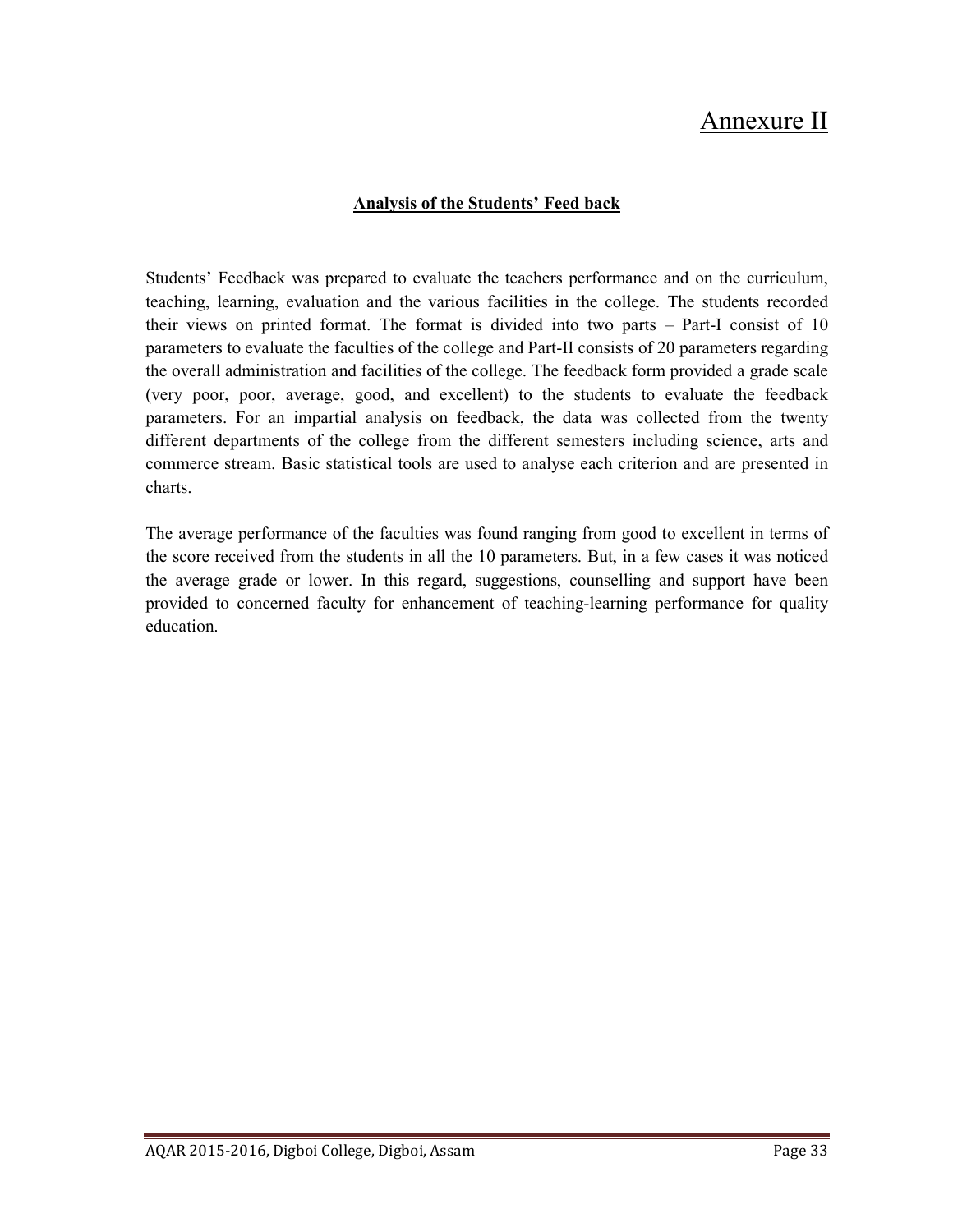# Annexure II

## Analysis of the Students' Feed back

Students' Feedback was prepared to evaluate the teachers performance and on the curriculum, teaching, learning, evaluation and the various facilities in the college. The students recorded their views on printed format. The format is divided into two parts – Part-I consist of 10 parameters to evaluate the faculties of the college and Part-II consists of 20 parameters regarding the overall administration and facilities of the college. The feedback form provided a grade scale (very poor, poor, average, good, and excellent) to the students to evaluate the feedback parameters. For an impartial analysis on feedback, the data was collected from the twenty different departments of the college from the different semesters including science, arts and commerce stream. Basic statistical tools are used to analyse each criterion and are presented in charts.

The average performance of the faculties was found ranging from good to excellent in terms of the score received from the students in all the 10 parameters. But, in a few cases it was noticed the average grade or lower. In this regard, suggestions, counselling and support have been provided to concerned faculty for enhancement of teaching-learning performance for quality education.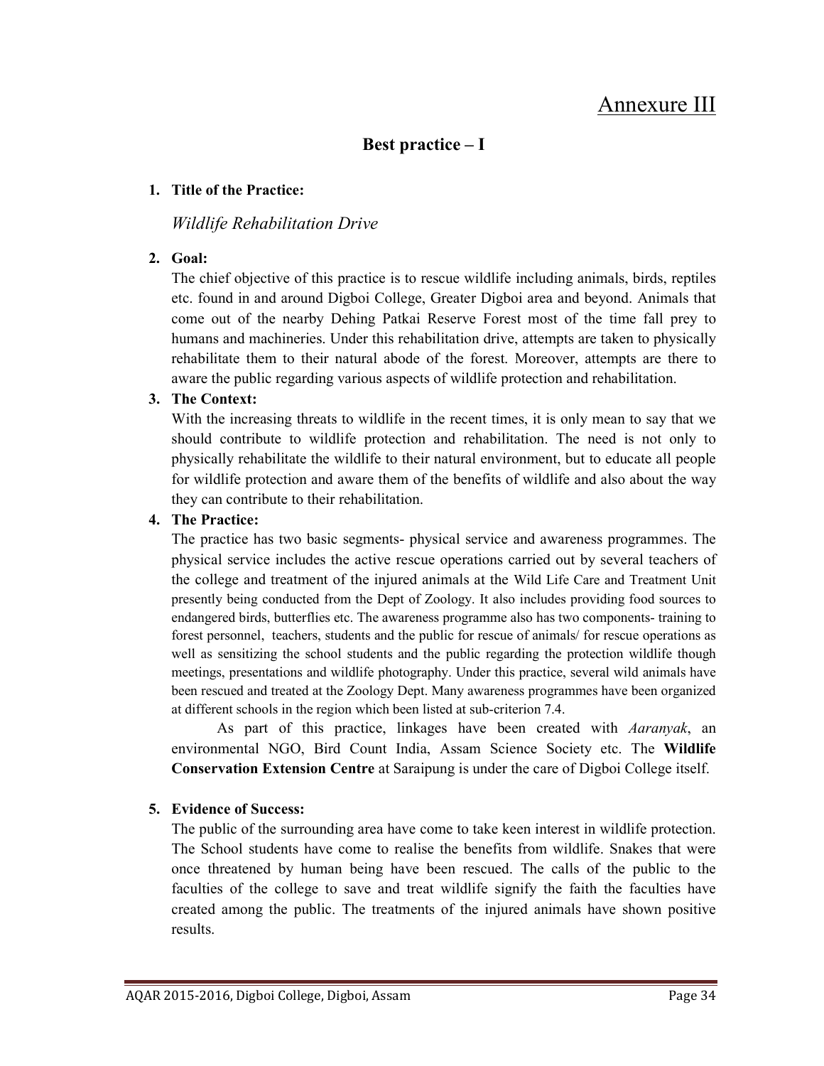# Annexure III

## Best practice – I

1. **Title of the Practice:**

   *Wildlife Rehabilitation Drive*

2. **Goal:**
   The chief objective of this practice is to rescue wildlife including animals, birds, reptiles etc. found in and around Digboi College, Greater Digboi area and beyond. Animals that come out of the nearby Dehing Patkai Reserve Forest most of the time fall prey to humans and machineries. Under this rehabilitation drive, attempts are taken to physically rehabilitate them to their natural abode of the forest. Moreover, attempts are there to aware the public regarding various aspects of wildlife protection and rehabilitation.

3. **The Context:**
   With the increasing threats to wildlife in the recent times, it is only mean to say that we should contribute to wildlife protection and rehabilitation. The need is not only to physically rehabilitate the wildlife to their natural environment, but to educate all people for wildlife protection and aware them of the benefits of wildlife and also about the way they can contribute to their rehabilitation.

4. **The Practice:**
   The practice has two basic segments- physical service and awareness programmes. The physical service includes the active rescue operations carried out by several teachers of the college and treatment of the injured animals at the Wild Life Care and Treatment Unit presently being conducted from the Dept of Zoology. It also includes providing food sources to endangered birds, butterflies etc. The awareness programme also has two components- training to forest personnel, teachers, students and the public for rescue of animals/ for rescue operations as well as sensitizing the school students and the public regarding the protection wildlife though meetings, presentations and wildlife photography. Under this practice, several wild animals have been rescued and treated at the Zoology Dept. Many awareness programmes have been organized at different schools in the region which been listed at sub-criterion 7.4.

   As part of this practice, linkages have been created with *Aaranyak*, an environmental NGO, Bird Count India, Assam Science Society etc. The **Wildlife Conservation Extension Centre** at Saraipung is under the care of Digboi College itself.

5. **Evidence of Success:**
   The public of the surrounding area have come to take keen interest in wildlife protection. The School students have come to realise the benefits from wildlife. Snakes that were once threatened by human being have been rescued. The calls of the public to the faculties of the college to save and treat wildlife signify the faith the faculties have created among the public. The treatments of the injured animals have shown positive results.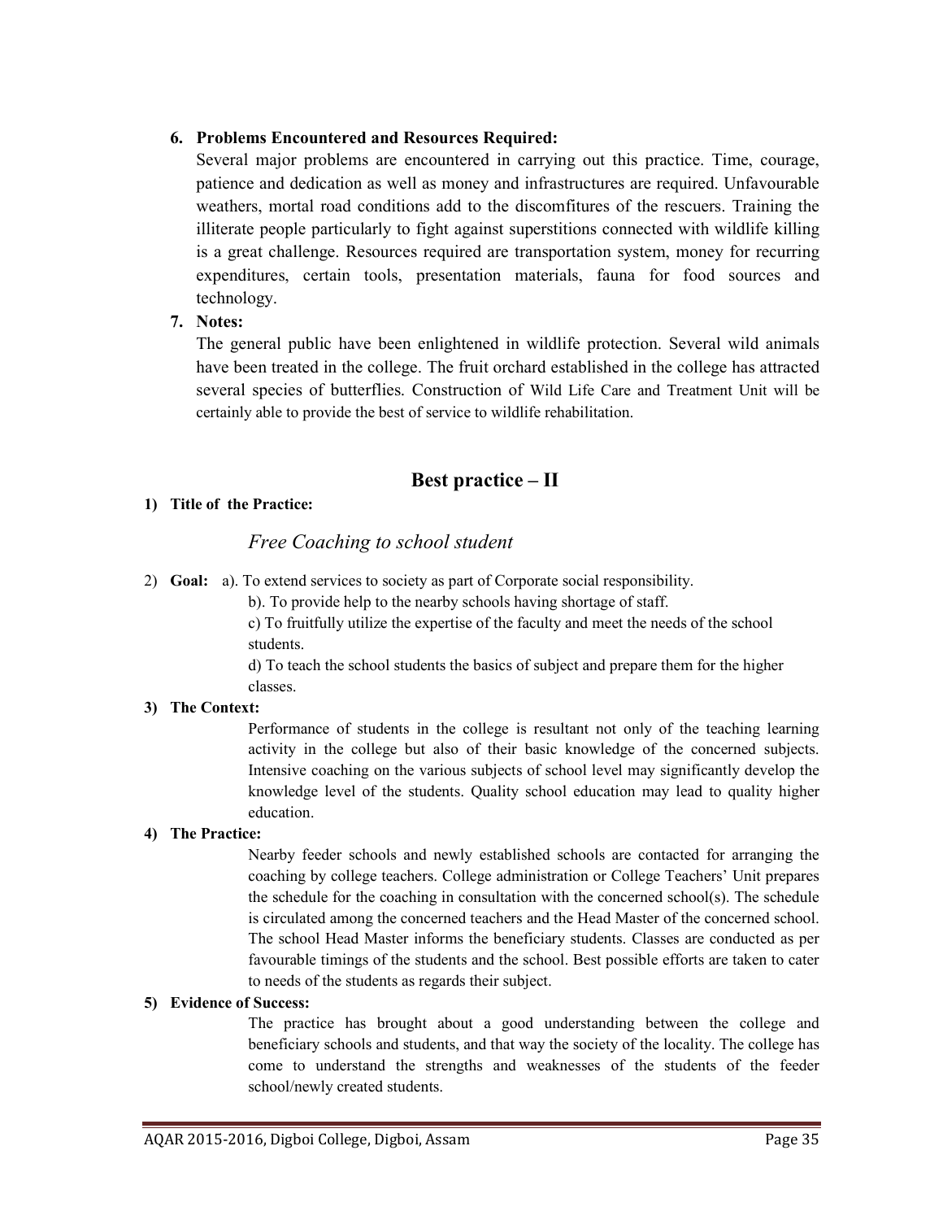6. **Problems Encountered and Resources Required:**
   Several major problems are encountered in carrying out this practice. Time, courage, patience and dedication as well as money and infrastructures are required. Unfavourable weathers, mortal road conditions add to the discomfitures of the rescuers. Training the illiterate people particularly to fight against superstitions connected with wildlife killing is a great challenge. Resources required are transportation system, money for recurring expenditures, certain tools, presentation materials, fauna for food sources and technology.

7. **Notes:**
   The general public have been enlightened in wildlife protection. Several wild animals have been treated in the college. The fruit orchard established in the college has attracted several species of butterflies. Construction of Wild Life Care and Treatment Unit will be certainly able to provide the best of service to wildlife rehabilitation.

## Best practice – II

1) **Title of the Practice:**

   *Free Coaching to school student*

2) **Goal:** a). To extend services to society as part of Corporate social responsibility.

   b). To provide help to the nearby schools having shortage of staff.

   c) To fruitfully utilize the expertise of the faculty and meet the needs of the school students.

   d) To teach the school students the basics of subject and prepare them for the higher classes.

3) **The Context:**

   Performance of students in the college is resultant not only of the teaching learning activity in the college but also of their basic knowledge of the concerned subjects. Intensive coaching on the various subjects of school level may significantly develop the knowledge level of the students. Quality school education may lead to quality higher education.

4) **The Practice:**

   Nearby feeder schools and newly established schools are contacted for arranging the coaching by college teachers. College administration or College Teachers' Unit prepares the schedule for the coaching in consultation with the concerned school(s). The schedule is circulated among the concerned teachers and the Head Master of the concerned school. The school Head Master informs the beneficiary students. Classes are conducted as per favourable timings of the students and the school. Best possible efforts are taken to cater to needs of the students as regards their subject.

5) **Evidence of Success:**

   The practice has brought about a good understanding between the college and beneficiary schools and students, and that way the society of the locality. The college has come to understand the strengths and weaknesses of the students of the feeder school/newly created students.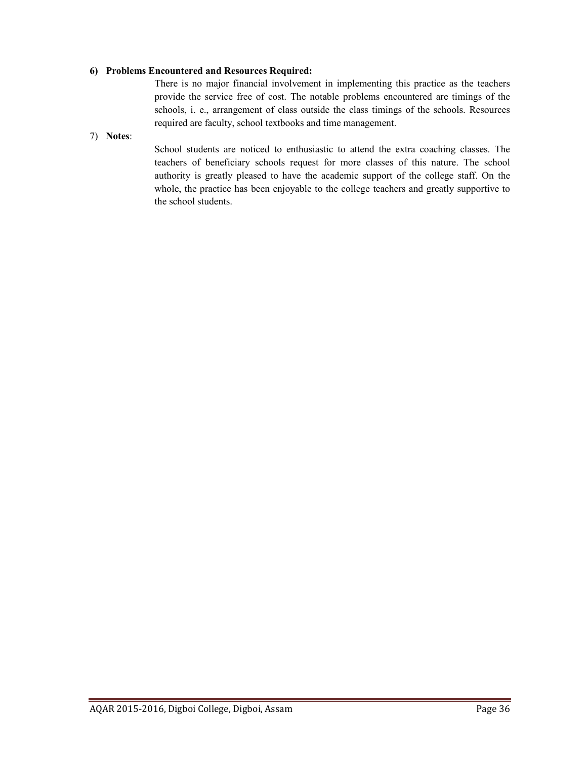**6) Problems Encountered and Resources Required:**

There is no major financial involvement in implementing this practice as the teachers provide the service free of cost. The notable problems encountered are timings of the schools, i. e., arrangement of class outside the class timings of the schools. Resources required are faculty, school textbooks and time management.

7) **Notes**:

School students are noticed to enthusiastic to attend the extra coaching classes. The teachers of beneficiary schools request for more classes of this nature. The school authority is greatly pleased to have the academic support of the college staff. On the whole, the practice has been enjoyable to the college teachers and greatly supportive to the school students.